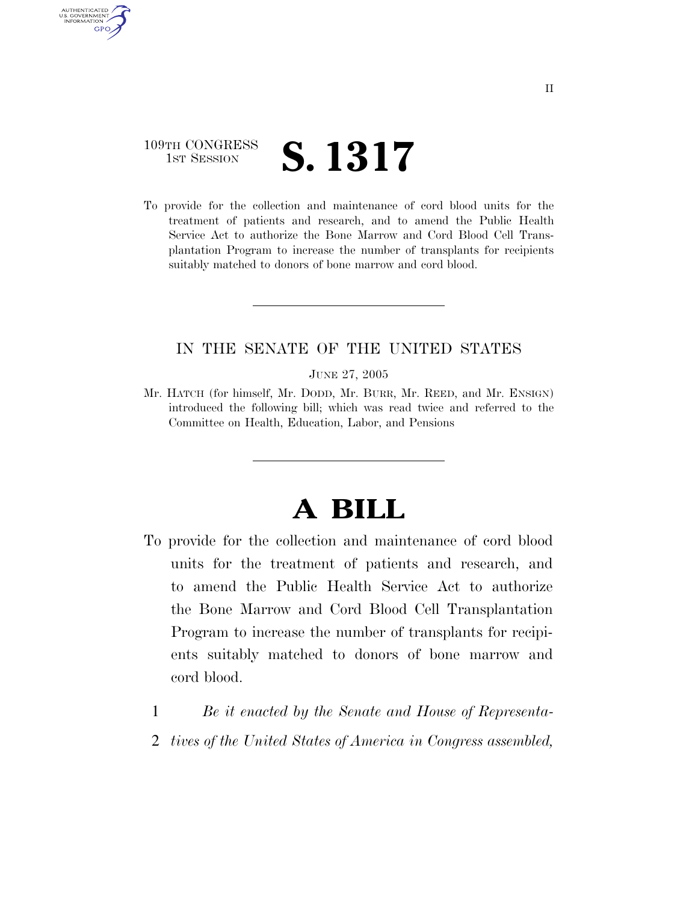109TH CONGRESS
1ST SESSION

# S. 1317

To provide for the collection and maintenance of cord blood units for the treatment of patients and research, and to amend the Public Health Service Act to authorize the Bone Marrow and Cord Blood Cell Transplantation Program to increase the number of transplants for recipients suitably matched to donors of bone marrow and cord blood.

IN THE SENATE OF THE UNITED STATES

JUNE 27, 2005

Mr. HATCH (for himself, Mr. DODD, Mr. BURR, Mr. REED, and Mr. ENSIGN) introduced the following bill; which was read twice and referred to the Committee on Health, Education, Labor, and Pensions

# A BILL

To provide for the collection and maintenance of cord blood units for the treatment of patients and research, and to amend the Public Health Service Act to authorize the Bone Marrow and Cord Blood Cell Transplantation Program to increase the number of transplants for recipients suitably matched to donors of bone marrow and cord blood.

1 *Be it enacted by the Senate and House of Representa-*
2 *tives of the United States of America in Congress assembled,*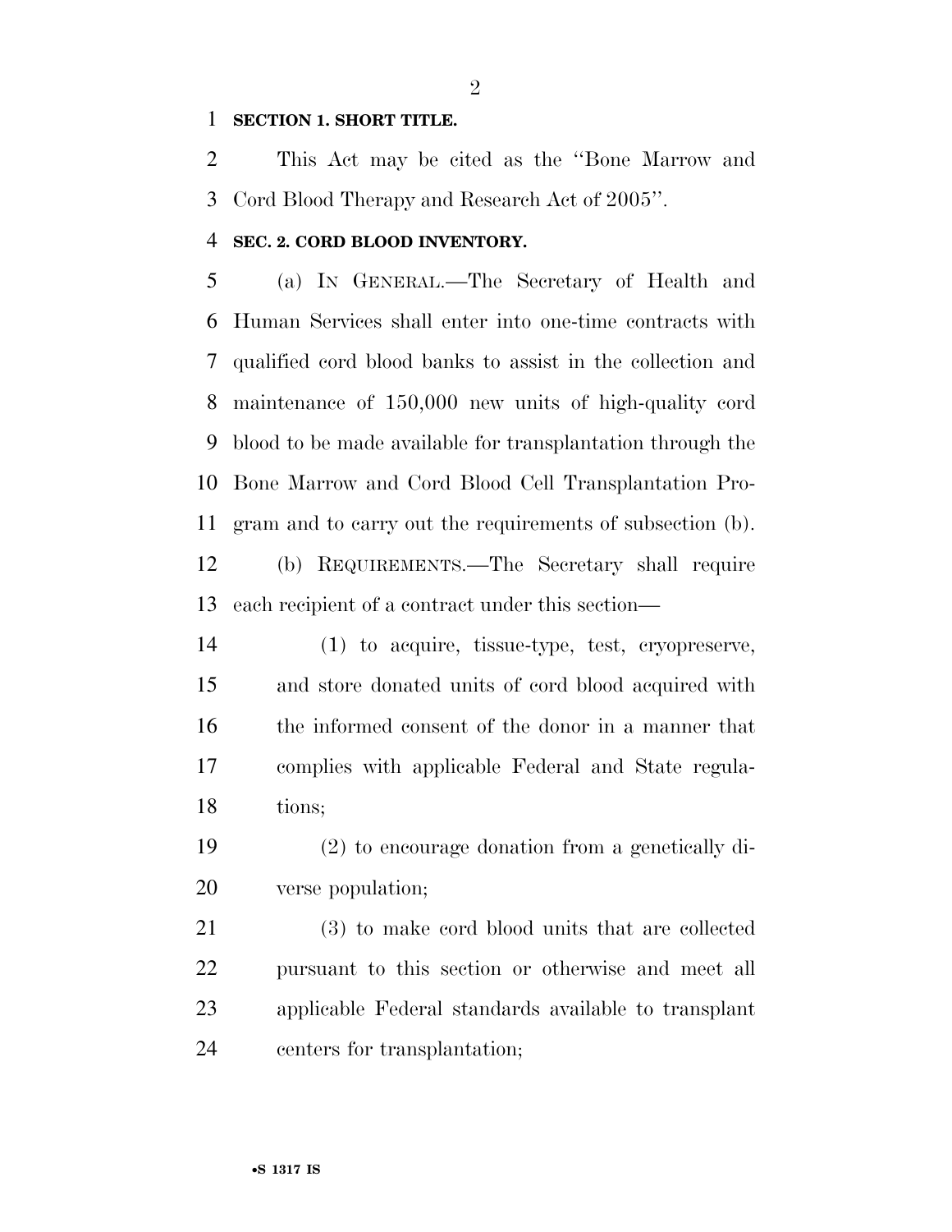**SECTION 1. SHORT TITLE.**

This Act may be cited as the ''Bone Marrow and Cord Blood Therapy and Research Act of 2005''.

**SEC. 2. CORD BLOOD INVENTORY.**

(a) IN GENERAL.—The Secretary of Health and Human Services shall enter into one-time contracts with qualified cord blood banks to assist in the collection and maintenance of 150,000 new units of high-quality cord blood to be made available for transplantation through the Bone Marrow and Cord Blood Cell Transplantation Program and to carry out the requirements of subsection (b).

(b) REQUIREMENTS.—The Secretary shall require each recipient of a contract under this section—

(1) to acquire, tissue-type, test, cryopreserve, and store donated units of cord blood acquired with the informed consent of the donor in a manner that complies with applicable Federal and State regulations;

(2) to encourage donation from a genetically diverse population;

(3) to make cord blood units that are collected pursuant to this section or otherwise and meet all applicable Federal standards available to transplant centers for transplantation;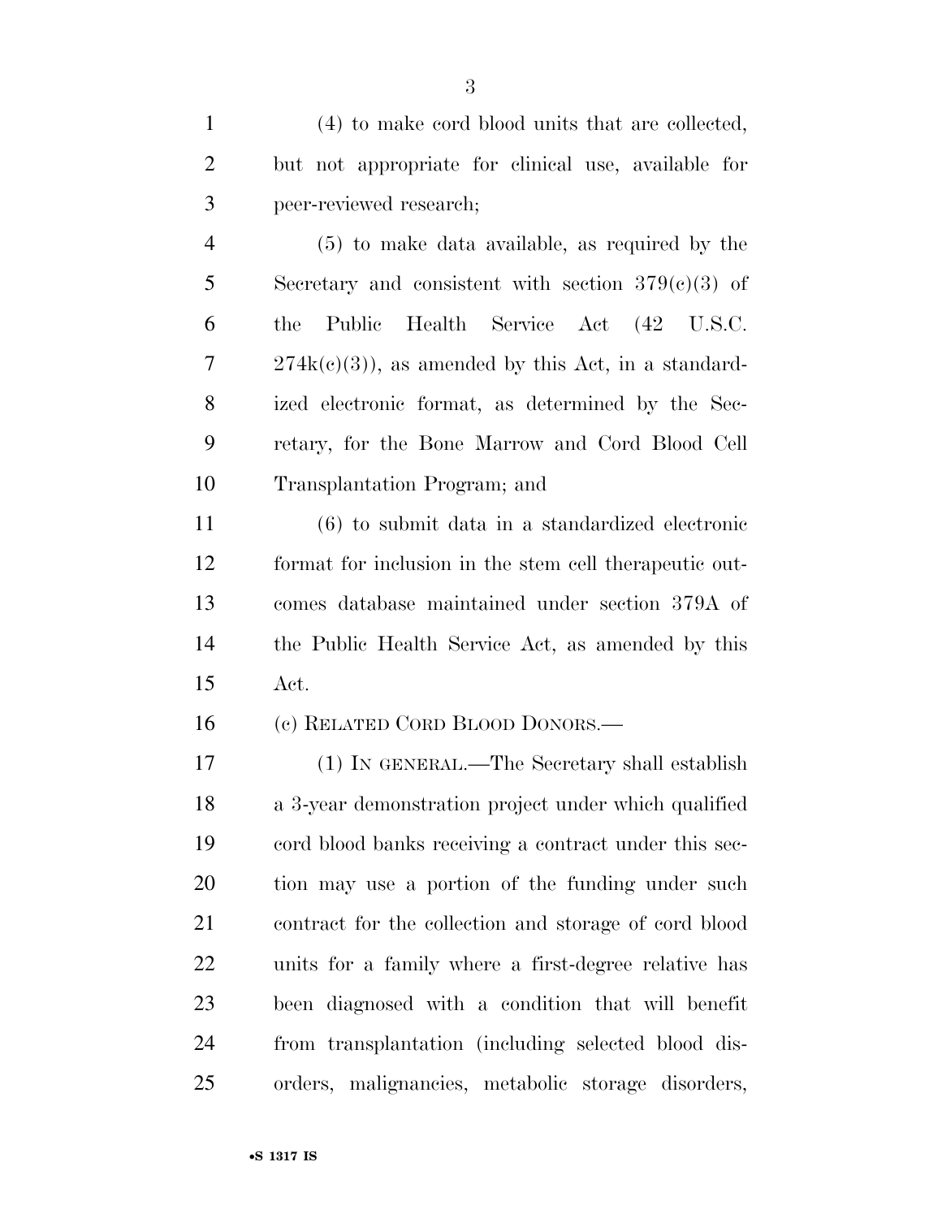(4) to make cord blood units that are collected, but not appropriate for clinical use, available for peer-reviewed research;

(5) to make data available, as required by the Secretary and consistent with section 379(c)(3) of the Public Health Service Act (42 U.S.C. 274k(c)(3)), as amended by this Act, in a standardized electronic format, as determined by the Secretary, for the Bone Marrow and Cord Blood Cell Transplantation Program; and

(6) to submit data in a standardized electronic format for inclusion in the stem cell therapeutic outcomes database maintained under section 379A of the Public Health Service Act, as amended by this Act.

(c) RELATED CORD BLOOD DONORS.—

(1) IN GENERAL.—The Secretary shall establish a 3-year demonstration project under which qualified cord blood banks receiving a contract under this section may use a portion of the funding under such contract for the collection and storage of cord blood units for a family where a first-degree relative has been diagnosed with a condition that will benefit from transplantation (including selected blood disorders, malignancies, metabolic storage disorders,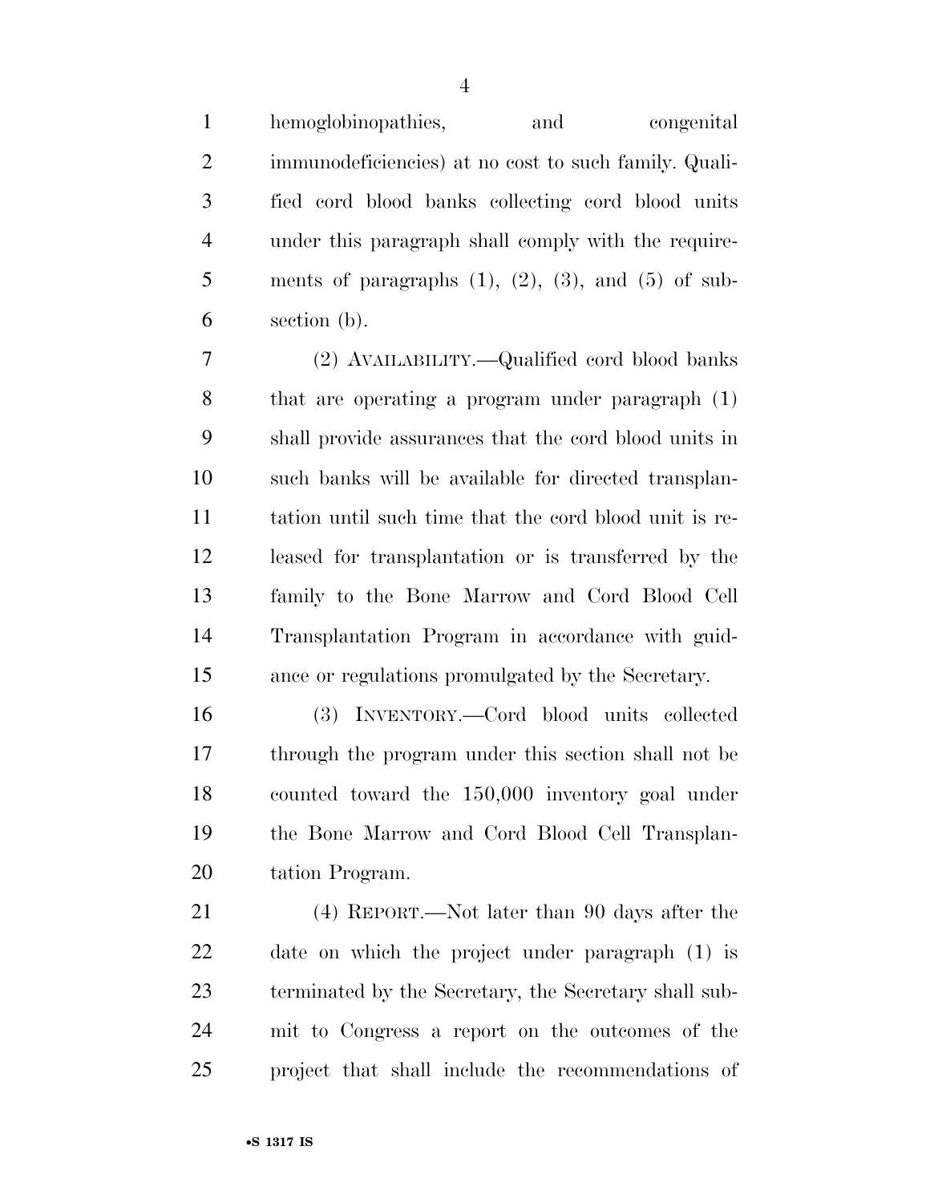hemoglobinopathies, and congenital immunodeficiencies) at no cost to such family. Qualified cord blood banks collecting cord blood units under this paragraph shall comply with the requirements of paragraphs (1), (2), (3), and (5) of subsection (b).

(2) AVAILABILITY.—Qualified cord blood banks that are operating a program under paragraph (1) shall provide assurances that the cord blood units in such banks will be available for directed transplantation until such time that the cord blood unit is released for transplantation or is transferred by the family to the Bone Marrow and Cord Blood Cell Transplantation Program in accordance with guidance or regulations promulgated by the Secretary.

(3) INVENTORY.—Cord blood units collected through the program under this section shall not be counted toward the 150,000 inventory goal under the Bone Marrow and Cord Blood Cell Transplantation Program.

(4) REPORT.—Not later than 90 days after the date on which the project under paragraph (1) is terminated by the Secretary, the Secretary shall submit to Congress a report on the outcomes of the project that shall include the recommendations of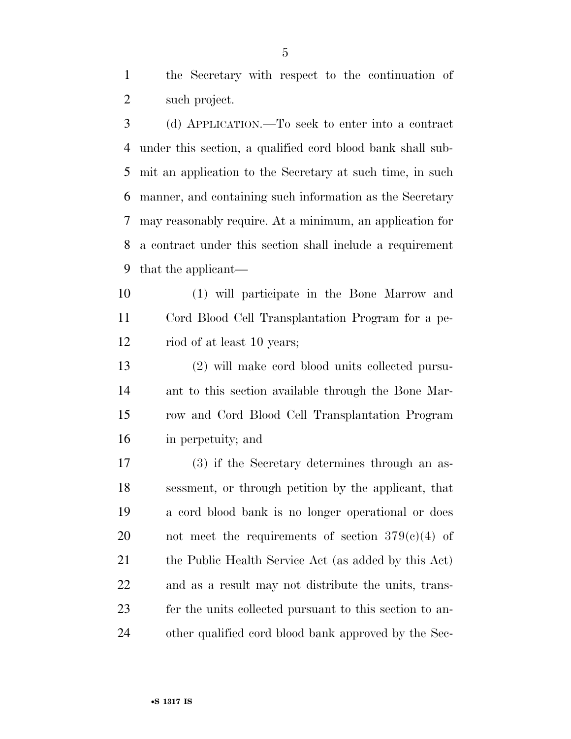the Secretary with respect to the continuation of such project.

(d) APPLICATION.—To seek to enter into a contract under this section, a qualified cord blood bank shall submit an application to the Secretary at such time, in such manner, and containing such information as the Secretary may reasonably require. At a minimum, an application for a contract under this section shall include a requirement that the applicant—

(1) will participate in the Bone Marrow and Cord Blood Cell Transplantation Program for a period of at least 10 years;

(2) will make cord blood units collected pursuant to this section available through the Bone Marrow and Cord Blood Cell Transplantation Program in perpetuity; and

(3) if the Secretary determines through an assessment, or through petition by the applicant, that a cord blood bank is no longer operational or does not meet the requirements of section 379(c)(4) of the Public Health Service Act (as added by this Act) and as a result may not distribute the units, transfer the units collected pursuant to this section to another qualified cord blood bank approved by the Sec-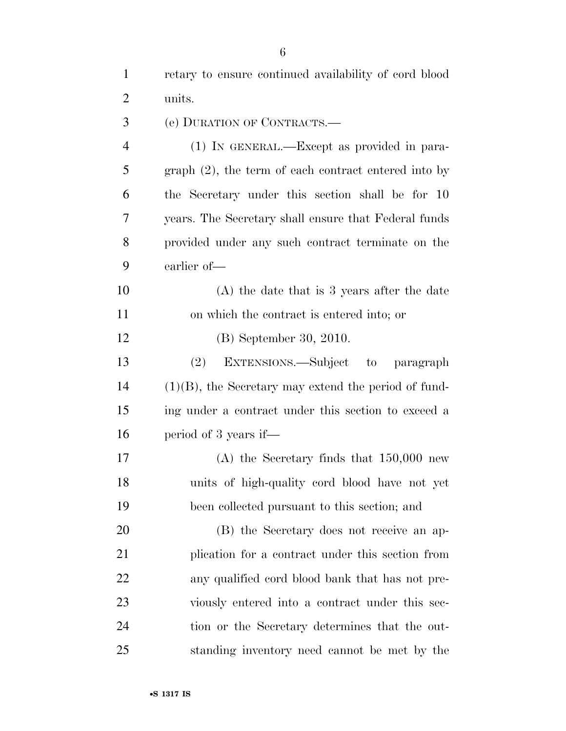retary to ensure continued availability of cord blood units.

(e) DURATION OF CONTRACTS.—

(1) IN GENERAL.—Except as provided in paragraph (2), the term of each contract entered into by the Secretary under this section shall be for 10 years. The Secretary shall ensure that Federal funds provided under any such contract terminate on the earlier of—

(A) the date that is 3 years after the date on which the contract is entered into; or

(B) September 30, 2010.

(2) EXTENSIONS.—Subject to paragraph (1)(B), the Secretary may extend the period of funding under a contract under this section to exceed a period of 3 years if—

(A) the Secretary finds that 150,000 new units of high-quality cord blood have not yet been collected pursuant to this section; and

(B) the Secretary does not receive an application for a contract under this section from any qualified cord blood bank that has not previously entered into a contract under this section or the Secretary determines that the outstanding inventory need cannot be met by the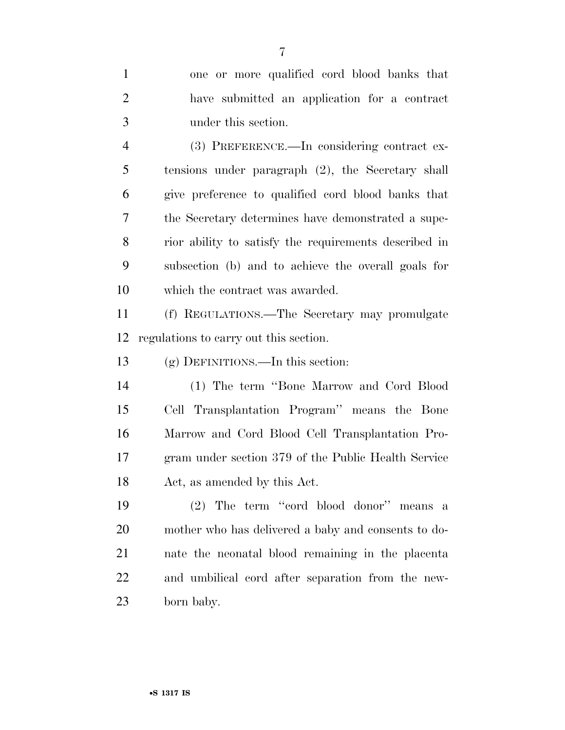one or more qualified cord blood banks that have submitted an application for a contract under this section.

(3) PREFERENCE.—In considering contract extensions under paragraph (2), the Secretary shall give preference to qualified cord blood banks that the Secretary determines have demonstrated a superior ability to satisfy the requirements described in subsection (b) and to achieve the overall goals for which the contract was awarded.

(f) REGULATIONS.—The Secretary may promulgate regulations to carry out this section.

(g) DEFINITIONS.—In this section:

(1) The term "Bone Marrow and Cord Blood Cell Transplantation Program" means the Bone Marrow and Cord Blood Cell Transplantation Program under section 379 of the Public Health Service Act, as amended by this Act.

(2) The term "cord blood donor" means a mother who has delivered a baby and consents to donate the neonatal blood remaining in the placenta and umbilical cord after separation from the newborn baby.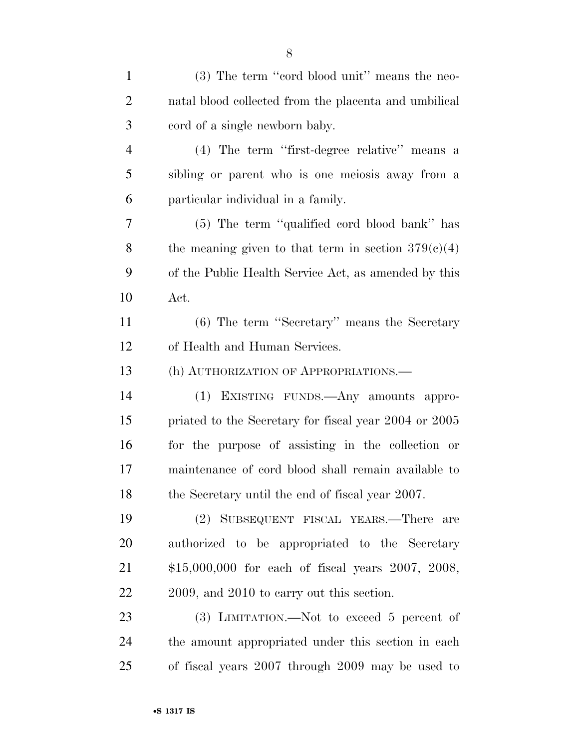(3) The term ''cord blood unit'' means the neonatal blood collected from the placenta and umbilical cord of a single newborn baby.

(4) The term ''first-degree relative'' means a sibling or parent who is one meiosis away from a particular individual in a family.

(5) The term ''qualified cord blood bank'' has the meaning given to that term in section 379(c)(4) of the Public Health Service Act, as amended by this Act.

(6) The term ''Secretary'' means the Secretary of Health and Human Services.

(h) AUTHORIZATION OF APPROPRIATIONS.—

(1) EXISTING FUNDS.—Any amounts appropriated to the Secretary for fiscal year 2004 or 2005 for the purpose of assisting in the collection or maintenance of cord blood shall remain available to the Secretary until the end of fiscal year 2007.

(2) SUBSEQUENT FISCAL YEARS.—There are authorized to be appropriated to the Secretary $15,000,000 for each of fiscal years 2007, 2008, 2009, and 2010 to carry out this section.

(3) LIMITATION.—Not to exceed 5 percent of the amount appropriated under this section in each of fiscal years 2007 through 2009 may be used to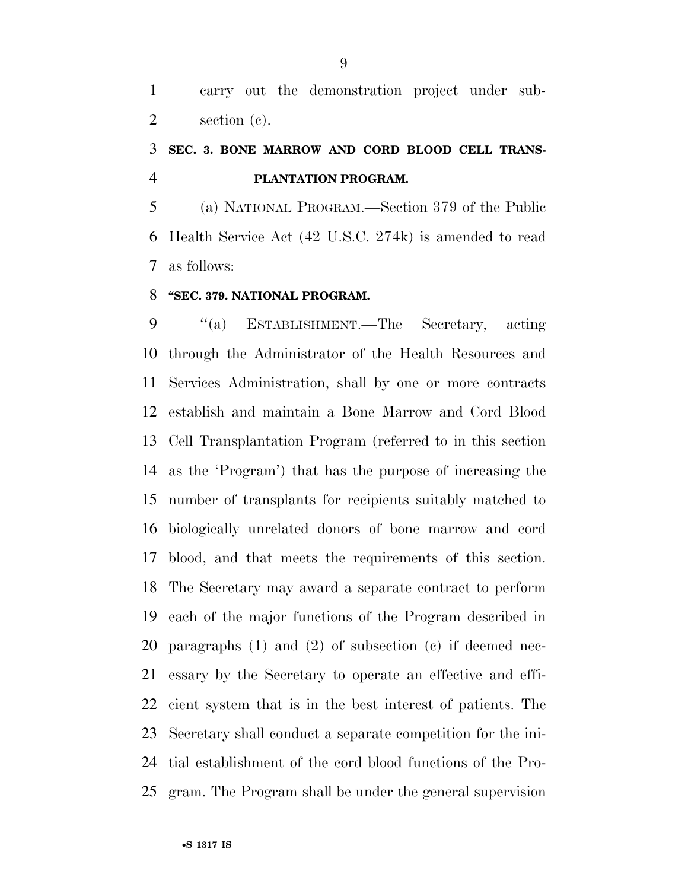carry out the demonstration project under subsection (c).

## SEC. 3. BONE MARROW AND CORD BLOOD CELL TRANSPLANTATION PROGRAM.

(a) NATIONAL PROGRAM.—Section 379 of the Public Health Service Act (42 U.S.C. 274k) is amended to read as follows:

**"SEC. 379. NATIONAL PROGRAM.**

"(a) ESTABLISHMENT.—The Secretary, acting through the Administrator of the Health Resources and Services Administration, shall by one or more contracts establish and maintain a Bone Marrow and Cord Blood Cell Transplantation Program (referred to in this section as the 'Program') that has the purpose of increasing the number of transplants for recipients suitably matched to biologically unrelated donors of bone marrow and cord blood, and that meets the requirements of this section. The Secretary may award a separate contract to perform each of the major functions of the Program described in paragraphs (1) and (2) of subsection (c) if deemed necessary by the Secretary to operate an effective and efficient system that is in the best interest of patients. The Secretary shall conduct a separate competition for the initial establishment of the cord blood functions of the Program. The Program shall be under the general supervision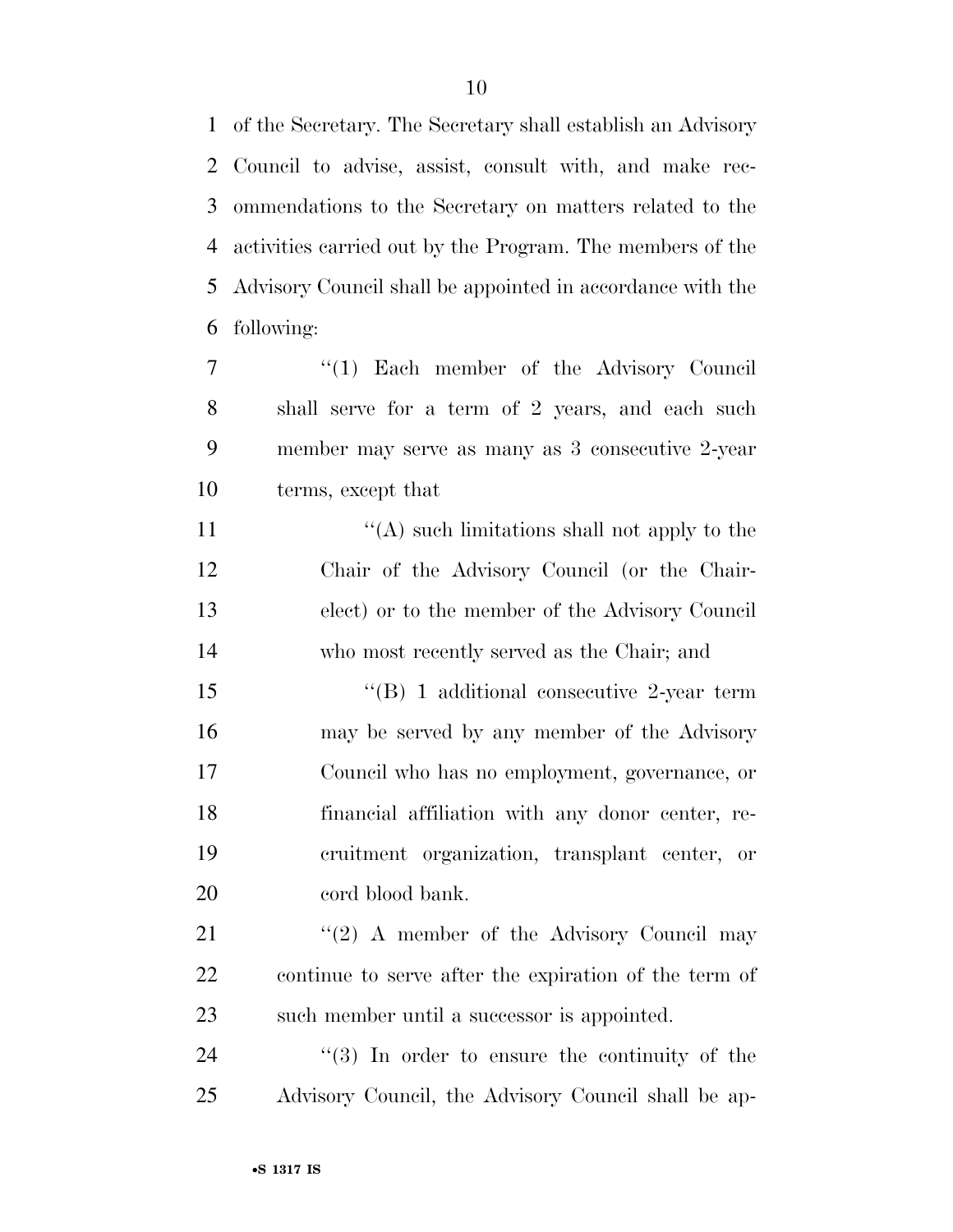of the Secretary. The Secretary shall establish an Advisory Council to advise, assist, consult with, and make recommendations to the Secretary on matters related to the activities carried out by the Program. The members of the Advisory Council shall be appointed in accordance with the following:

"(1) Each member of the Advisory Council shall serve for a term of 2 years, and each such member may serve as many as 3 consecutive 2-year terms, except that

"(A) such limitations shall not apply to the Chair of the Advisory Council (or the Chair-elect) or to the member of the Advisory Council who most recently served as the Chair; and

"(B) 1 additional consecutive 2-year term may be served by any member of the Advisory Council who has no employment, governance, or financial affiliation with any donor center, recruitment organization, transplant center, or cord blood bank.

"(2) A member of the Advisory Council may continue to serve after the expiration of the term of such member until a successor is appointed.

"(3) In order to ensure the continuity of the Advisory Council, the Advisory Council shall be ap-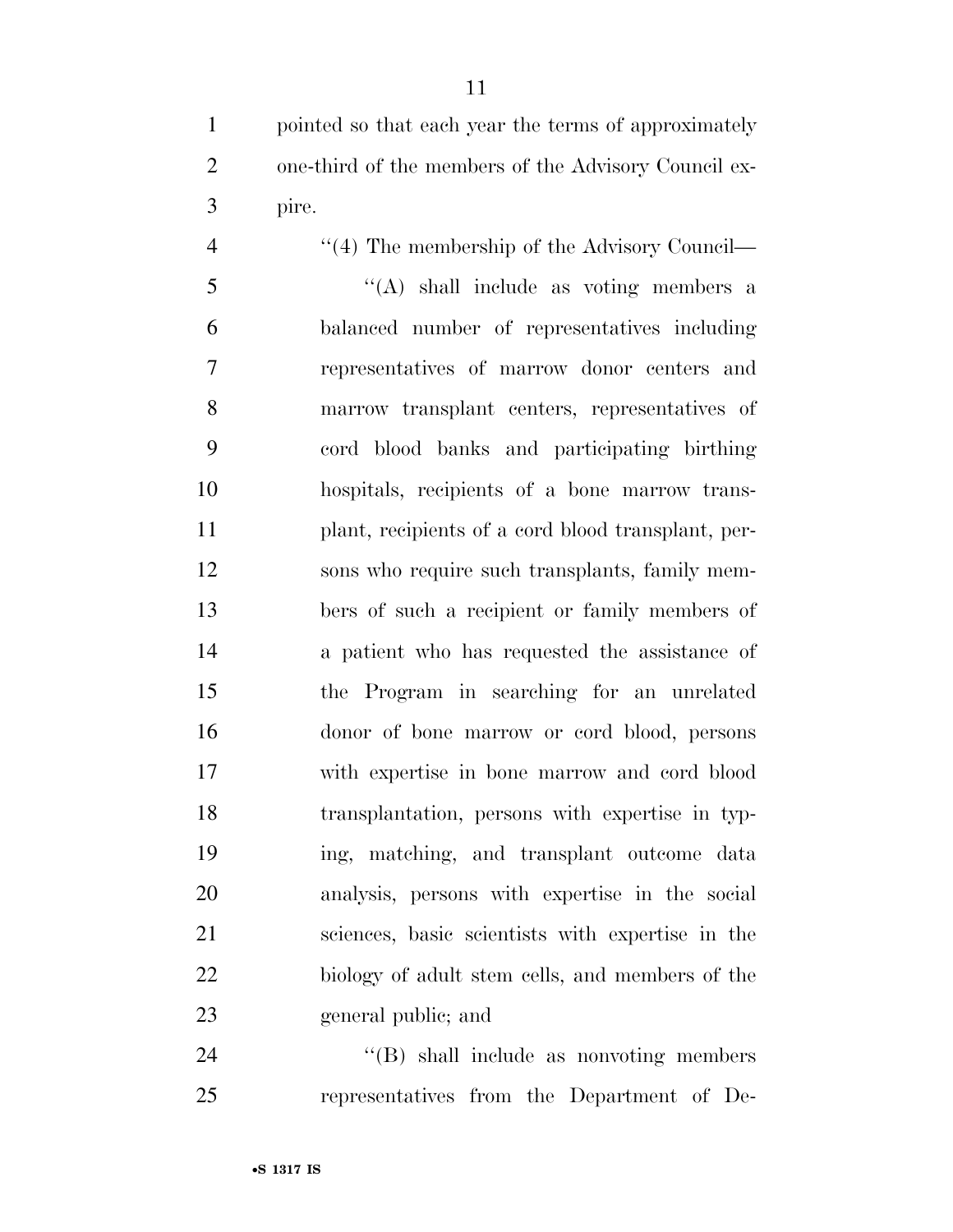pointed so that each year the terms of approximately one-third of the members of the Advisory Council expire.

''(4) The membership of the Advisory Council—

''(A) shall include as voting members a balanced number of representatives including representatives of marrow donor centers and marrow transplant centers, representatives of cord blood banks and participating birthing hospitals, recipients of a bone marrow transplant, recipients of a cord blood transplant, persons who require such transplants, family members of such a recipient or family members of a patient who has requested the assistance of the Program in searching for an unrelated donor of bone marrow or cord blood, persons with expertise in bone marrow and cord blood transplantation, persons with expertise in typing, matching, and transplant outcome data analysis, persons with expertise in the social sciences, basic scientists with expertise in the biology of adult stem cells, and members of the general public; and

''(B) shall include as nonvoting members representatives from the Department of De-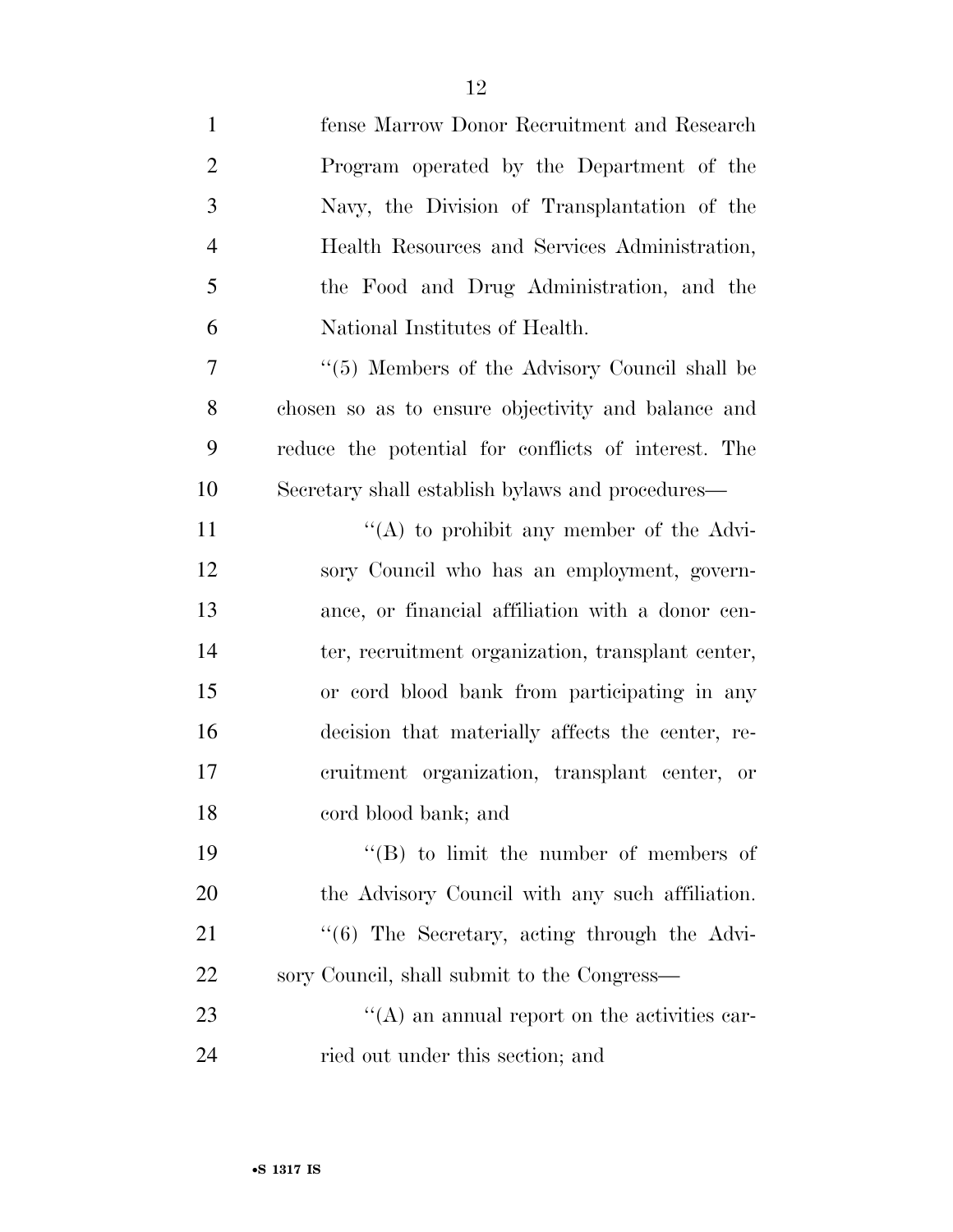fense Marrow Donor Recruitment and Research Program operated by the Department of the Navy, the Division of Transplantation of the Health Resources and Services Administration, the Food and Drug Administration, and the National Institutes of Health.

''(5) Members of the Advisory Council shall be chosen so as to ensure objectivity and balance and reduce the potential for conflicts of interest. The Secretary shall establish bylaws and procedures—

''(A) to prohibit any member of the Advisory Council who has an employment, governance, or financial affiliation with a donor center, recruitment organization, transplant center, or cord blood bank from participating in any decision that materially affects the center, recruitment organization, transplant center, or cord blood bank; and

''(B) to limit the number of members of the Advisory Council with any such affiliation.

''(6) The Secretary, acting through the Advisory Council, shall submit to the Congress—

''(A) an annual report on the activities carried out under this section; and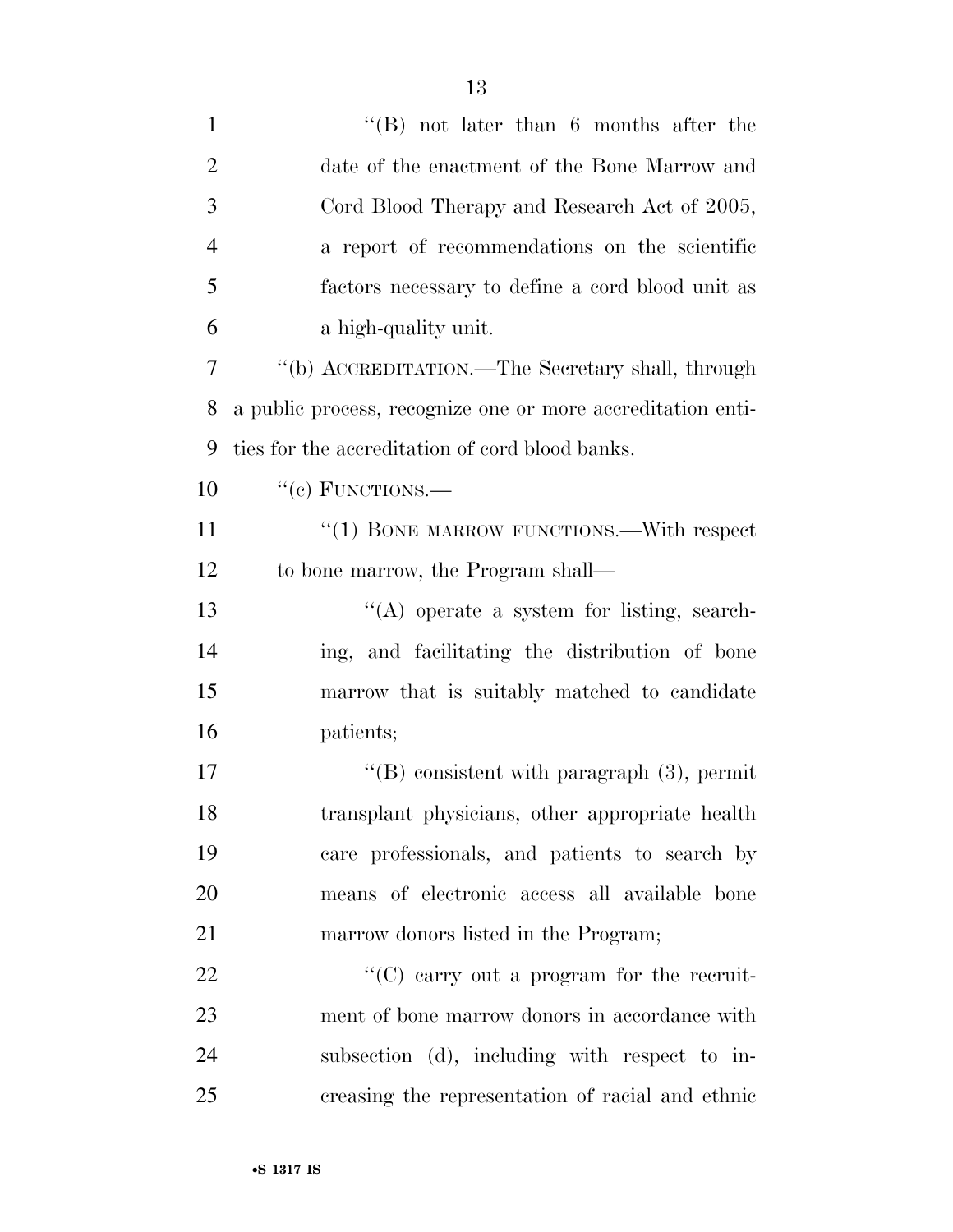''(B) not later than 6 months after the date of the enactment of the Bone Marrow and Cord Blood Therapy and Research Act of 2005, a report of recommendations on the scientific factors necessary to define a cord blood unit as a high-quality unit.

''(b) ACCREDITATION.—The Secretary shall, through a public process, recognize one or more accreditation entities for the accreditation of cord blood banks.

''(c) FUNCTIONS.—

''(1) BONE MARROW FUNCTIONS.—With respect to bone marrow, the Program shall—

''(A) operate a system for listing, searching, and facilitating the distribution of bone marrow that is suitably matched to candidate patients;

''(B) consistent with paragraph (3), permit transplant physicians, other appropriate health care professionals, and patients to search by means of electronic access all available bone marrow donors listed in the Program;

''(C) carry out a program for the recruitment of bone marrow donors in accordance with subsection (d), including with respect to increasing the representation of racial and ethnic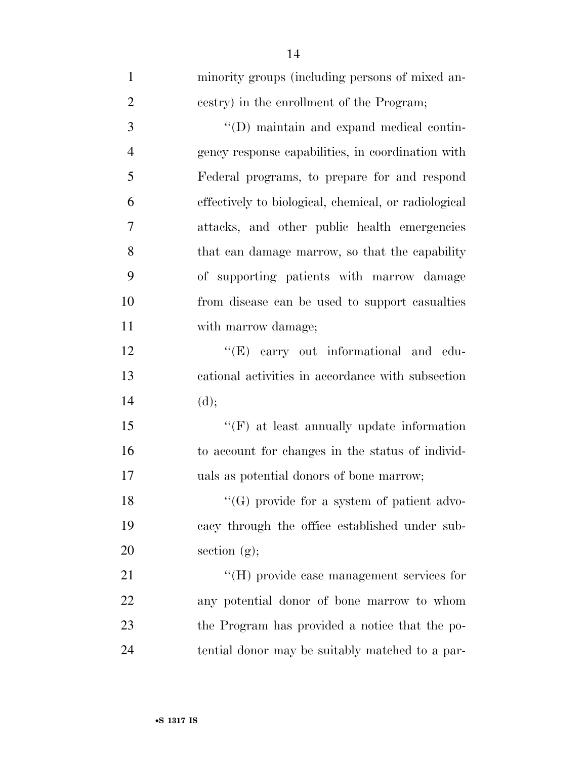minority groups (including persons of mixed ancestry) in the enrollment of the Program;

''(D) maintain and expand medical contingency response capabilities, in coordination with Federal programs, to prepare for and respond effectively to biological, chemical, or radiological attacks, and other public health emergencies that can damage marrow, so that the capability of supporting patients with marrow damage from disease can be used to support casualties with marrow damage;

''(E) carry out informational and educational activities in accordance with subsection (d);

''(F) at least annually update information to account for changes in the status of individuals as potential donors of bone marrow;

''(G) provide for a system of patient advocacy through the office established under subsection (g);

''(H) provide case management services for any potential donor of bone marrow to whom the Program has provided a notice that the potential donor may be suitably matched to a par-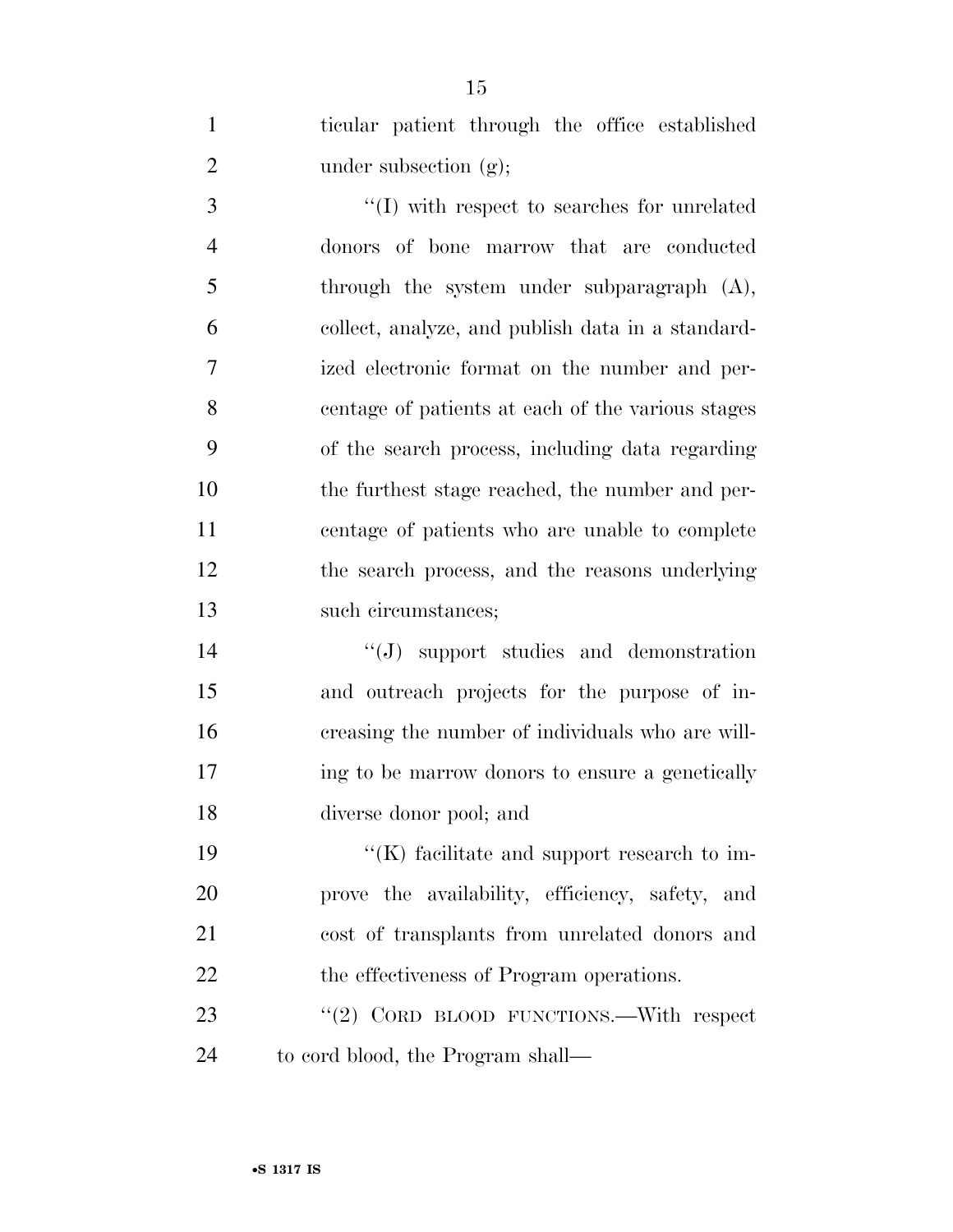ticular patient through the office established under subsection (g);

''(I) with respect to searches for unrelated donors of bone marrow that are conducted through the system under subparagraph (A), collect, analyze, and publish data in a standardized electronic format on the number and percentage of patients at each of the various stages of the search process, including data regarding the furthest stage reached, the number and percentage of patients who are unable to complete the search process, and the reasons underlying such circumstances;

''(J) support studies and demonstration and outreach projects for the purpose of increasing the number of individuals who are willing to be marrow donors to ensure a genetically diverse donor pool; and

''(K) facilitate and support research to improve the availability, efficiency, safety, and cost of transplants from unrelated donors and the effectiveness of Program operations.

''(2) CORD BLOOD FUNCTIONS.—With respect to cord blood, the Program shall—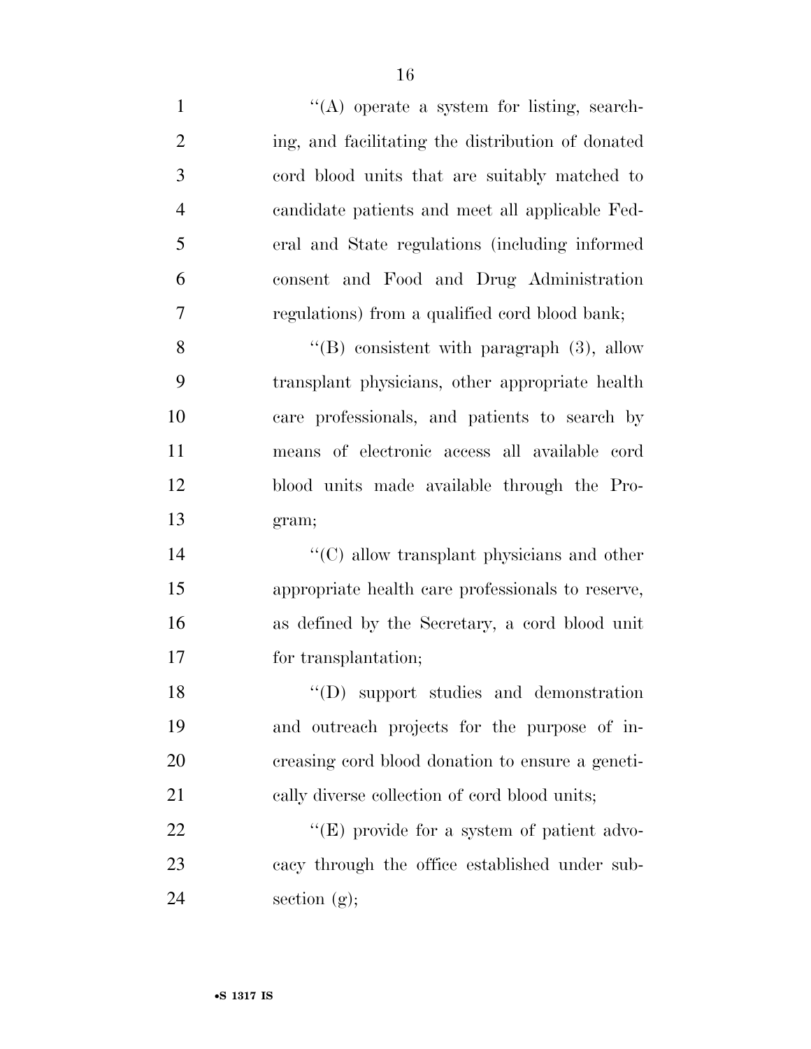''(A) operate a system for listing, searching, and facilitating the distribution of donated cord blood units that are suitably matched to candidate patients and meet all applicable Federal and State regulations (including informed consent and Food and Drug Administration regulations) from a qualified cord blood bank;

''(B) consistent with paragraph (3), allow transplant physicians, other appropriate health care professionals, and patients to search by means of electronic access all available cord blood units made available through the Program;

''(C) allow transplant physicians and other appropriate health care professionals to reserve, as defined by the Secretary, a cord blood unit for transplantation;

''(D) support studies and demonstration and outreach projects for the purpose of increasing cord blood donation to ensure a genetically diverse collection of cord blood units;

''(E) provide for a system of patient advocacy through the office established under subsection (g);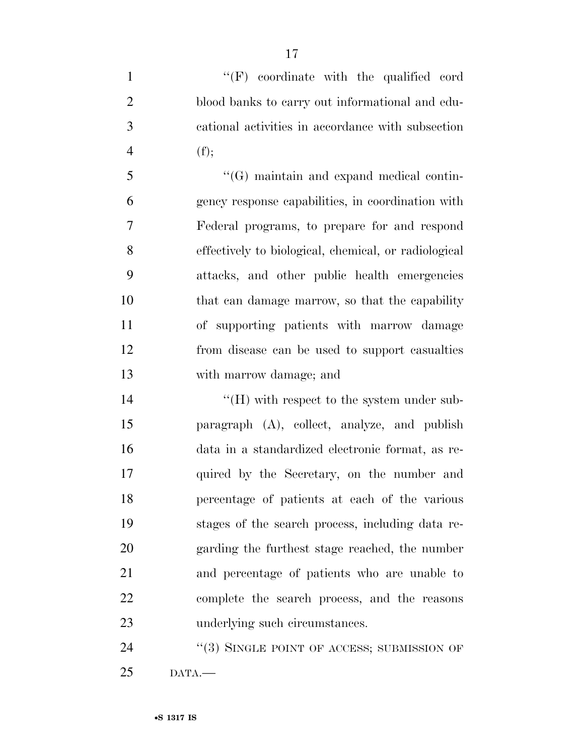"(F) coordinate with the qualified cord blood banks to carry out informational and educational activities in accordance with subsection (f);

"(G) maintain and expand medical contingency response capabilities, in coordination with Federal programs, to prepare for and respond effectively to biological, chemical, or radiological attacks, and other public health emergencies that can damage marrow, so that the capability of supporting patients with marrow damage from disease can be used to support casualties with marrow damage; and

"(H) with respect to the system under subparagraph (A), collect, analyze, and publish data in a standardized electronic format, as required by the Secretary, on the number and percentage of patients at each of the various stages of the search process, including data regarding the furthest stage reached, the number and percentage of patients who are unable to complete the search process, and the reasons underlying such circumstances.

"(3) SINGLE POINT OF ACCESS; SUBMISSION OF DATA.—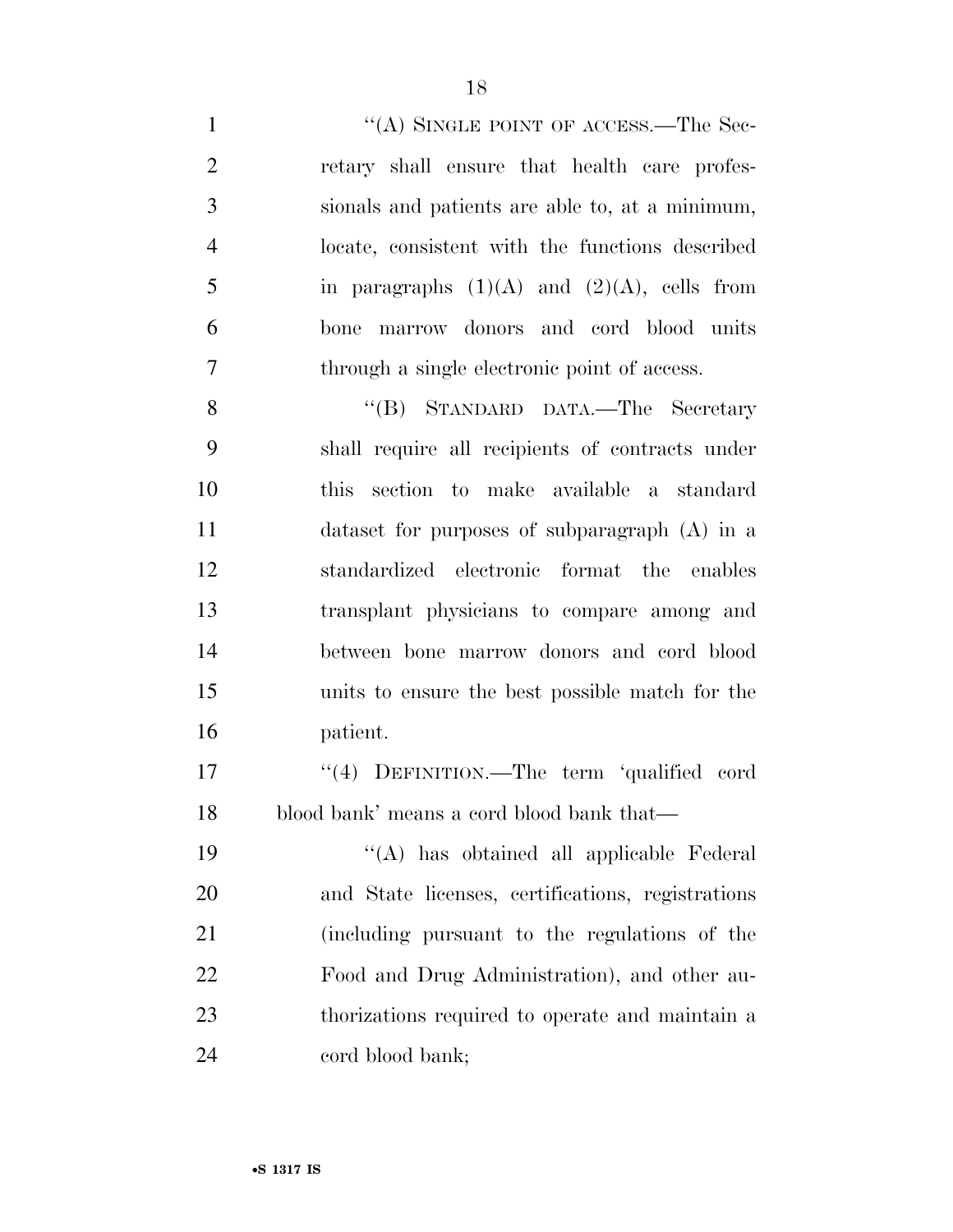''(A) SINGLE POINT OF ACCESS.—The Secretary shall ensure that health care professionals and patients are able to, at a minimum, locate, consistent with the functions described in paragraphs (1)(A) and (2)(A), cells from bone marrow donors and cord blood units through a single electronic point of access.

''(B) STANDARD DATA.—The Secretary shall require all recipients of contracts under this section to make available a standard dataset for purposes of subparagraph (A) in a standardized electronic format the enables transplant physicians to compare among and between bone marrow donors and cord blood units to ensure the best possible match for the patient.

''(4) DEFINITION.—The term 'qualified cord blood bank' means a cord blood bank that—

''(A) has obtained all applicable Federal and State licenses, certifications, registrations (including pursuant to the regulations of the Food and Drug Administration), and other authorizations required to operate and maintain a cord blood bank;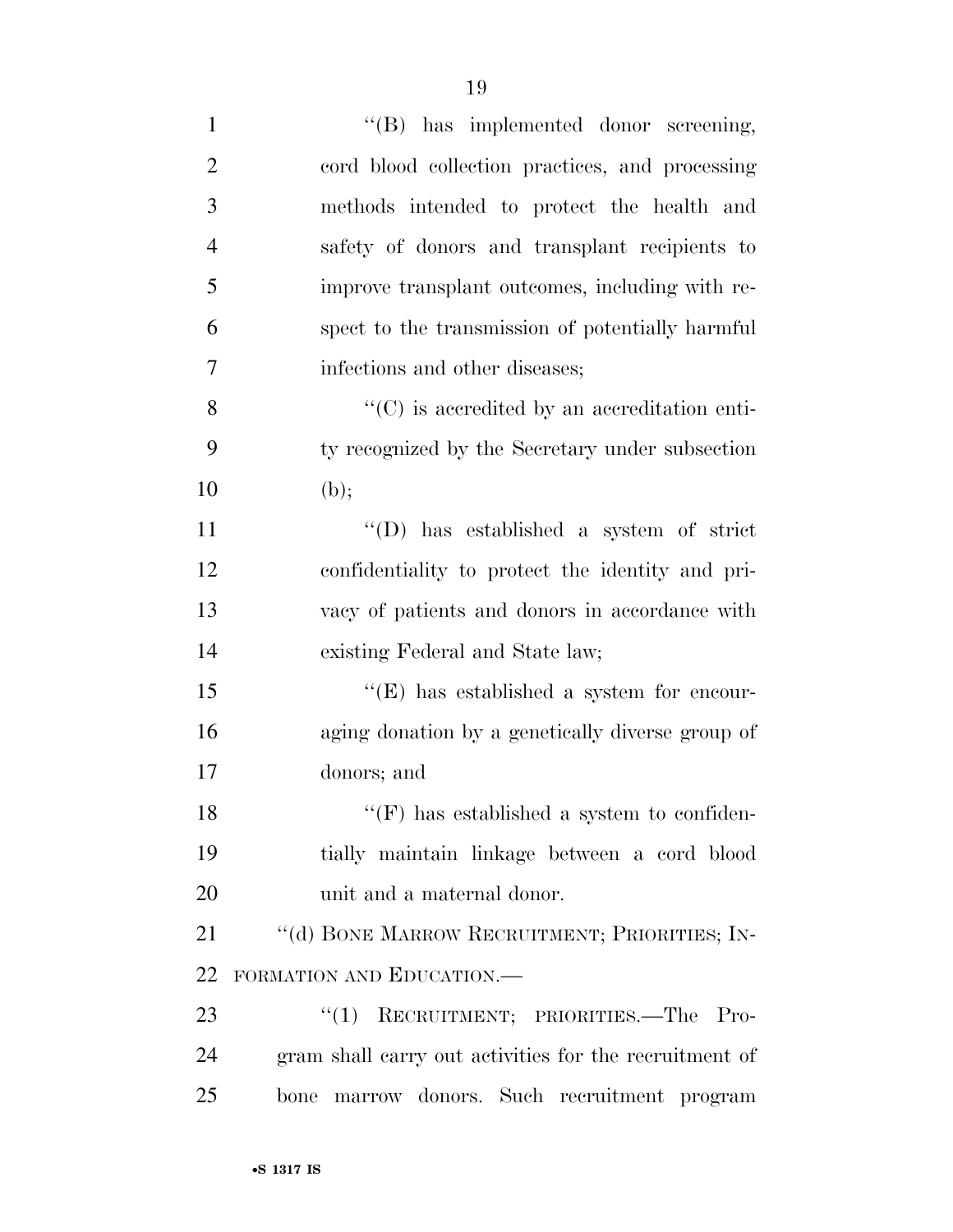''(B) has implemented donor screening, cord blood collection practices, and processing methods intended to protect the health and safety of donors and transplant recipients to improve transplant outcomes, including with respect to the transmission of potentially harmful infections and other diseases;

''(C) is accredited by an accreditation entity recognized by the Secretary under subsection (b);

''(D) has established a system of strict confidentiality to protect the identity and privacy of patients and donors in accordance with existing Federal and State law;

''(E) has established a system for encouraging donation by a genetically diverse group of donors; and

''(F) has established a system to confidentially maintain linkage between a cord blood unit and a maternal donor.

''(d) BONE MARROW RECRUITMENT; PRIORITIES; INFORMATION AND EDUCATION.—

''(1) RECRUITMENT; PRIORITIES.—The Program shall carry out activities for the recruitment of bone marrow donors. Such recruitment program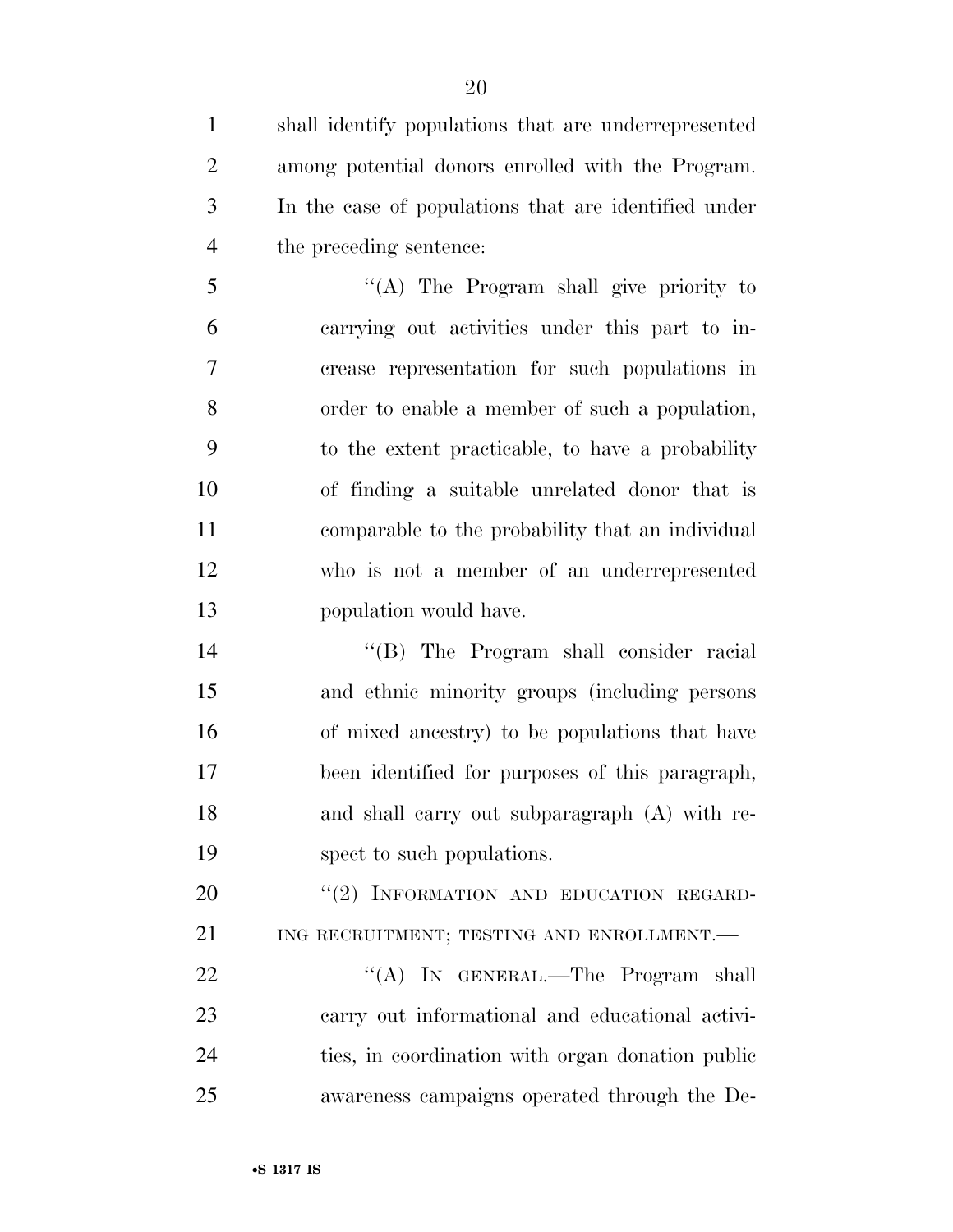shall identify populations that are underrepresented among potential donors enrolled with the Program. In the case of populations that are identified under the preceding sentence:

"(A) The Program shall give priority to carrying out activities under this part to increase representation for such populations in order to enable a member of such a population, to the extent practicable, to have a probability of finding a suitable unrelated donor that is comparable to the probability that an individual who is not a member of an underrepresented population would have.

"(B) The Program shall consider racial and ethnic minority groups (including persons of mixed ancestry) to be populations that have been identified for purposes of this paragraph, and shall carry out subparagraph (A) with respect to such populations.

"(2) INFORMATION AND EDUCATION REGARDING RECRUITMENT; TESTING AND ENROLLMENT.—

"(A) IN GENERAL.—The Program shall carry out informational and educational activities, in coordination with organ donation public awareness campaigns operated through the De-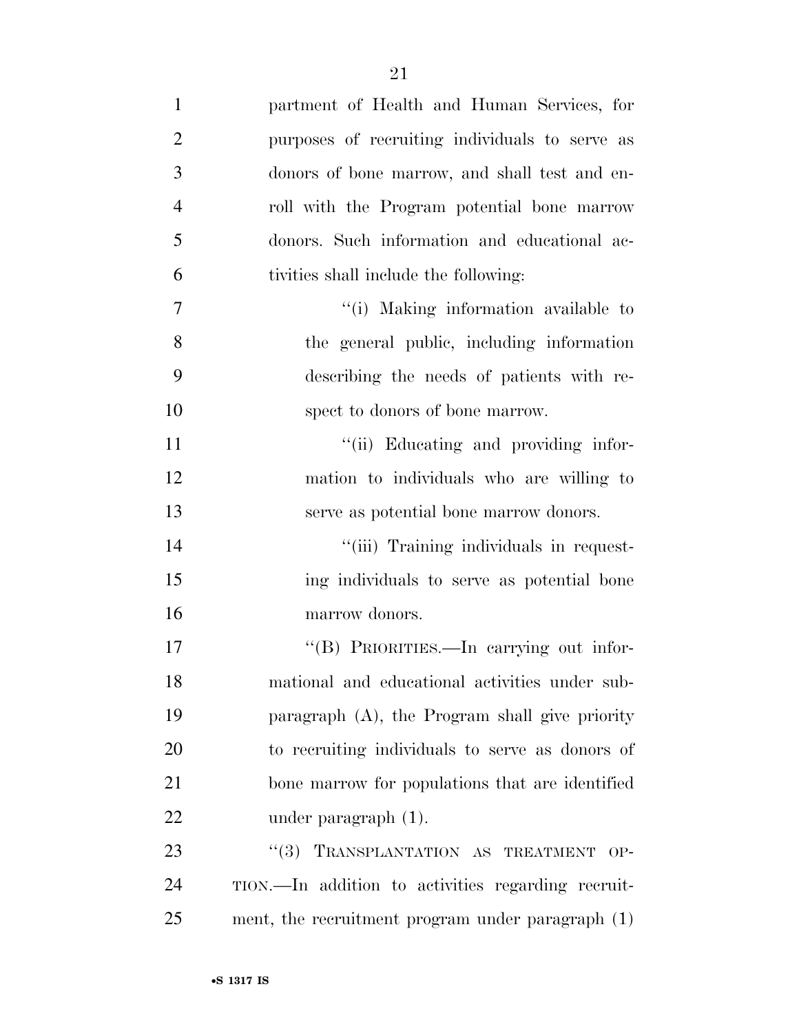partment of Health and Human Services, for purposes of recruiting individuals to serve as donors of bone marrow, and shall test and enroll with the Program potential bone marrow donors. Such information and educational activities shall include the following:

"(i) Making information available to the general public, including information describing the needs of patients with respect to donors of bone marrow.

"(ii) Educating and providing information to individuals who are willing to serve as potential bone marrow donors.

"(iii) Training individuals in requesting individuals to serve as potential bone marrow donors.

"(B) PRIORITIES.—In carrying out informational and educational activities under subparagraph (A), the Program shall give priority to recruiting individuals to serve as donors of bone marrow for populations that are identified under paragraph (1).

"(3) TRANSPLANTATION AS TREATMENT OPTION.—In addition to activities regarding recruitment, the recruitment program under paragraph (1)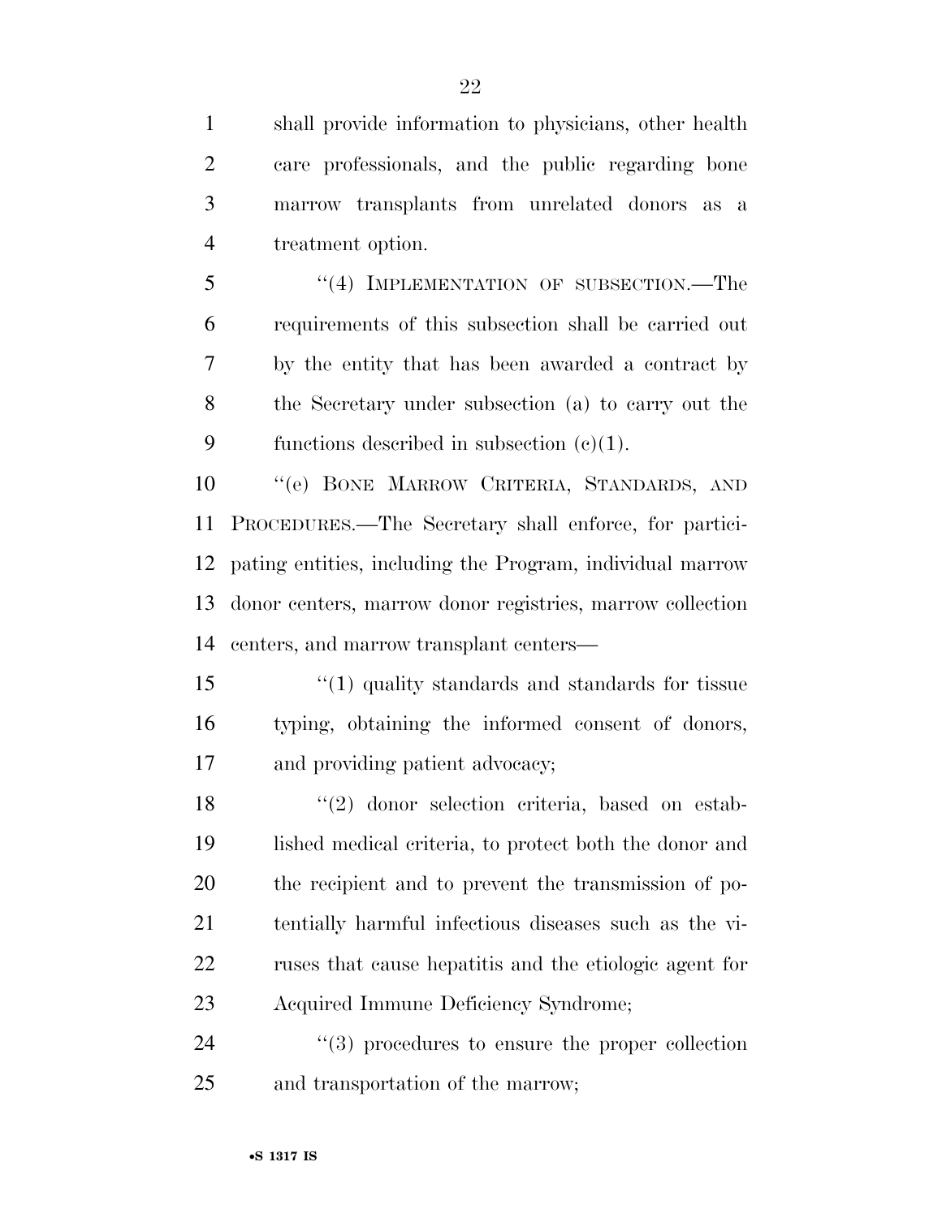shall provide information to physicians, other health care professionals, and the public regarding bone marrow transplants from unrelated donors as a treatment option.

"(4) IMPLEMENTATION OF SUBSECTION.—The requirements of this subsection shall be carried out by the entity that has been awarded a contract by the Secretary under subsection (a) to carry out the functions described in subsection (c)(1).

"(e) BONE MARROW CRITERIA, STANDARDS, AND PROCEDURES.—The Secretary shall enforce, for participating entities, including the Program, individual marrow donor centers, marrow donor registries, marrow collection centers, and marrow transplant centers—

"(1) quality standards and standards for tissue typing, obtaining the informed consent of donors, and providing patient advocacy;

"(2) donor selection criteria, based on established medical criteria, to protect both the donor and the recipient and to prevent the transmission of potentially harmful infectious diseases such as the viruses that cause hepatitis and the etiologic agent for Acquired Immune Deficiency Syndrome;

"(3) procedures to ensure the proper collection and transportation of the marrow;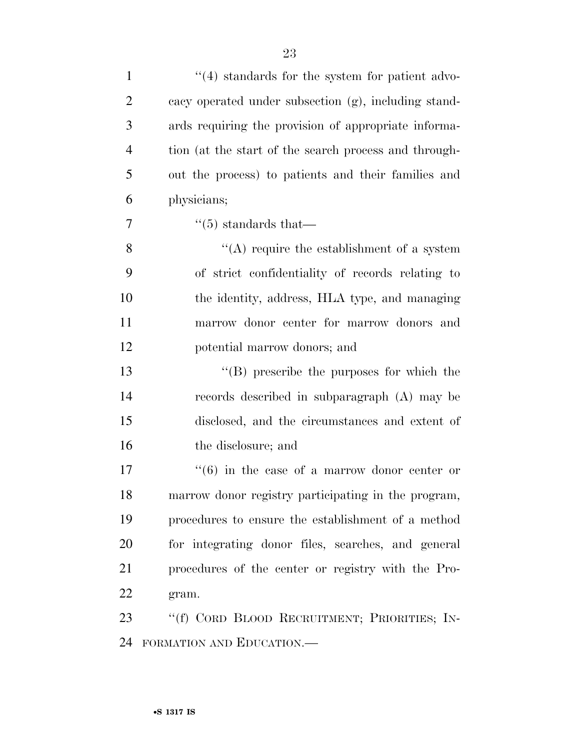''(4) standards for the system for patient advocacy operated under subsection (g), including standards requiring the provision of appropriate information (at the start of the search process and throughout the process) to patients and their families and physicians;

''(5) standards that—

''(A) require the establishment of a system of strict confidentiality of records relating to the identity, address, HLA type, and managing marrow donor center for marrow donors and potential marrow donors; and

''(B) prescribe the purposes for which the records described in subparagraph (A) may be disclosed, and the circumstances and extent of the disclosure; and

''(6) in the case of a marrow donor center or marrow donor registry participating in the program, procedures to ensure the establishment of a method for integrating donor files, searches, and general procedures of the center or registry with the Program.

''(f) CORD BLOOD RECRUITMENT; PRIORITIES; INFORMATION AND EDUCATION.—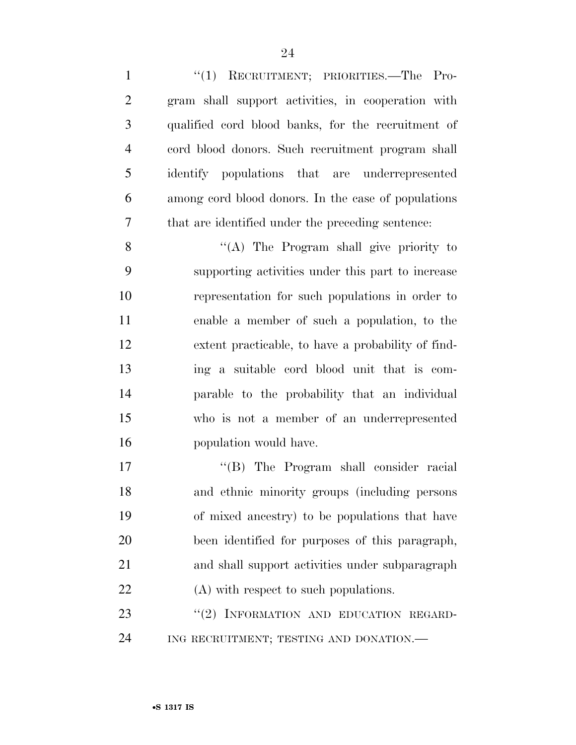"(1) RECRUITMENT; PRIORITIES.—The Program shall support activities, in cooperation with qualified cord blood banks, for the recruitment of cord blood donors. Such recruitment program shall identify populations that are underrepresented among cord blood donors. In the case of populations that are identified under the preceding sentence:

"(A) The Program shall give priority to supporting activities under this part to increase representation for such populations in order to enable a member of such a population, to the extent practicable, to have a probability of finding a suitable cord blood unit that is comparable to the probability that an individual who is not a member of an underrepresented population would have.

"(B) The Program shall consider racial and ethnic minority groups (including persons of mixed ancestry) to be populations that have been identified for purposes of this paragraph, and shall support activities under subparagraph (A) with respect to such populations.

"(2) INFORMATION AND EDUCATION REGARDING RECRUITMENT; TESTING AND DONATION.—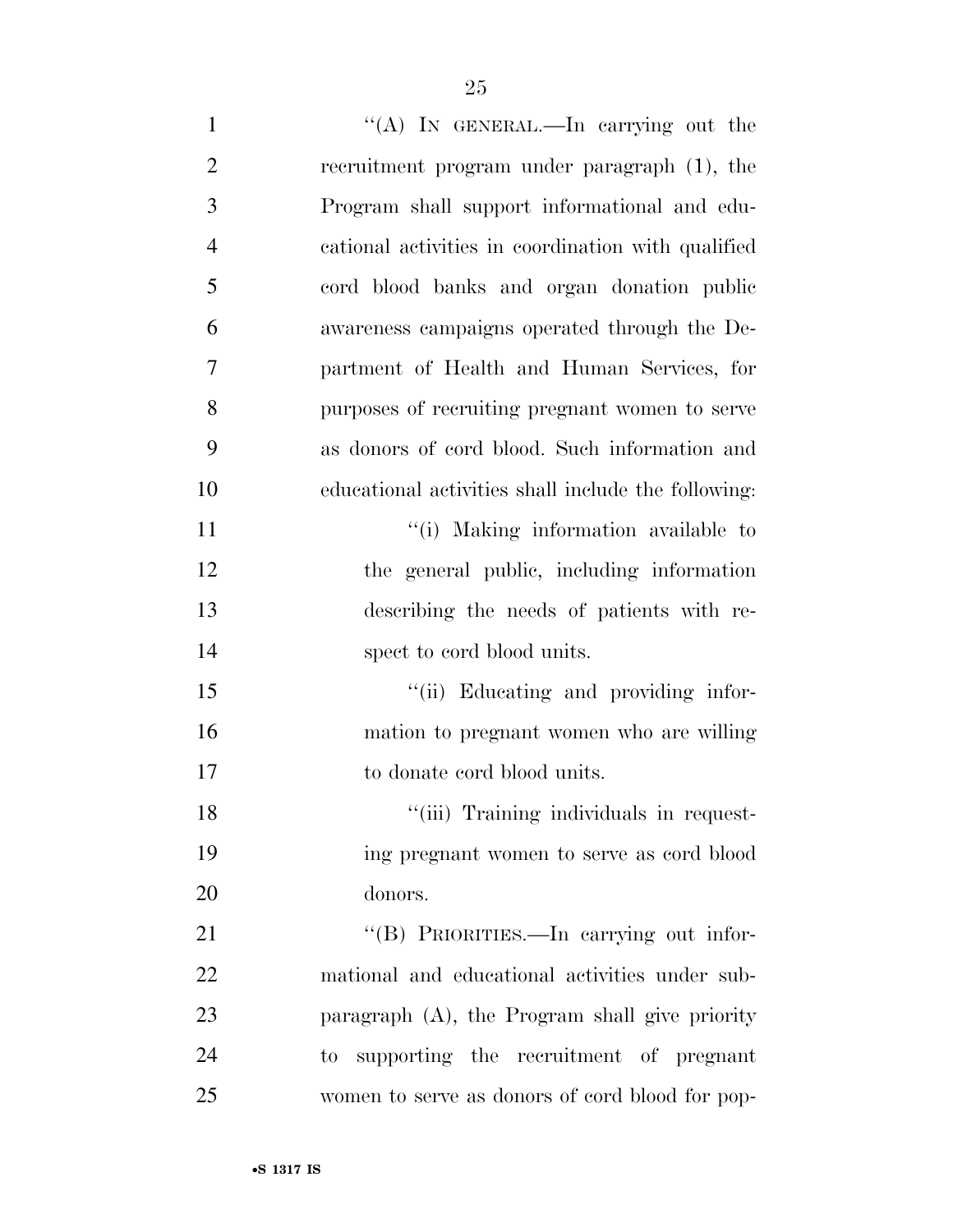''(A) IN GENERAL.—In carrying out the recruitment program under paragraph (1), the Program shall support informational and educational activities in coordination with qualified cord blood banks and organ donation public awareness campaigns operated through the Department of Health and Human Services, for purposes of recruiting pregnant women to serve as donors of cord blood. Such information and educational activities shall include the following:

''(i) Making information available to the general public, including information describing the needs of patients with respect to cord blood units.

''(ii) Educating and providing information to pregnant women who are willing to donate cord blood units.

''(iii) Training individuals in requesting pregnant women to serve as cord blood donors.

''(B) PRIORITIES.—In carrying out informational and educational activities under subparagraph (A), the Program shall give priority to supporting the recruitment of pregnant women to serve as donors of cord blood for pop-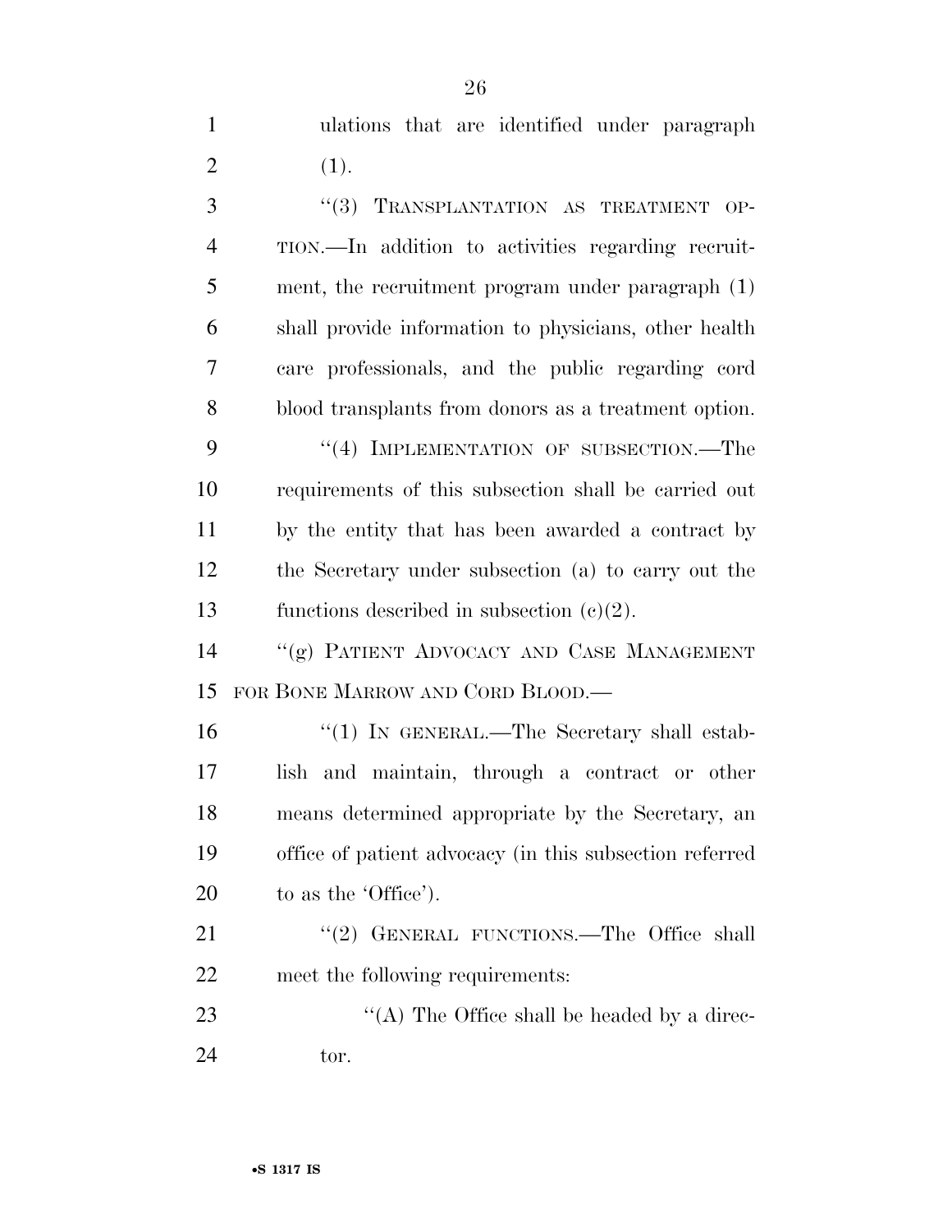ulations that are identified under paragraph (1).

"(3) TRANSPLANTATION AS TREATMENT OPTION.—In addition to activities regarding recruitment, the recruitment program under paragraph (1) shall provide information to physicians, other health care professionals, and the public regarding cord blood transplants from donors as a treatment option.

"(4) IMPLEMENTATION OF SUBSECTION.—The requirements of this subsection shall be carried out by the entity that has been awarded a contract by the Secretary under subsection (a) to carry out the functions described in subsection (c)(2).

"(g) PATIENT ADVOCACY AND CASE MANAGEMENT FOR BONE MARROW AND CORD BLOOD.—

"(1) IN GENERAL.—The Secretary shall establish and maintain, through a contract or other means determined appropriate by the Secretary, an office of patient advocacy (in this subsection referred to as the 'Office').

"(2) GENERAL FUNCTIONS.—The Office shall meet the following requirements:

"(A) The Office shall be headed by a director.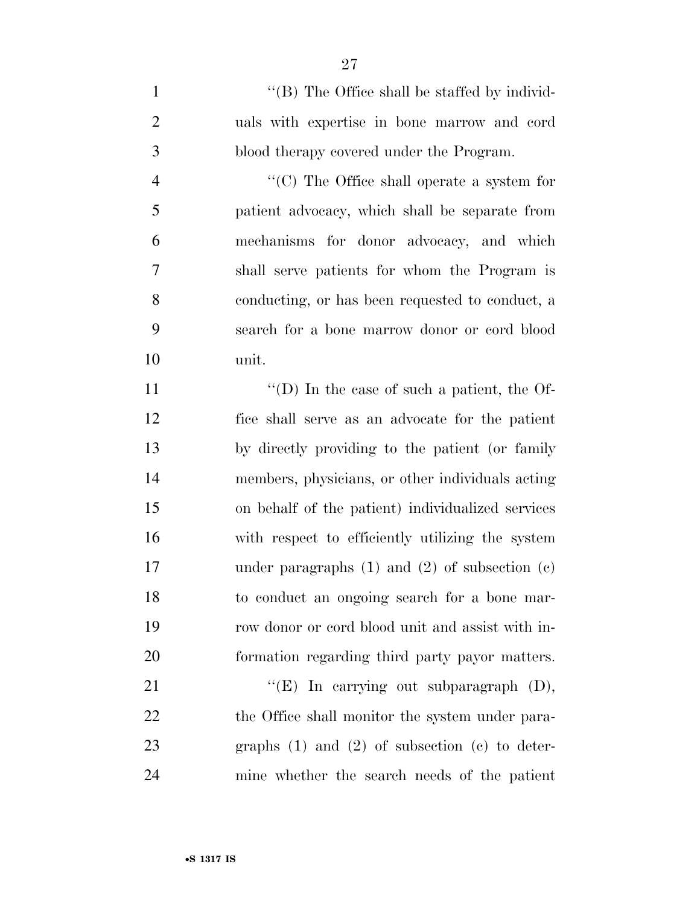"(B) The Office shall be staffed by individuals with expertise in bone marrow and cord blood therapy covered under the Program.

"(C) The Office shall operate a system for patient advocacy, which shall be separate from mechanisms for donor advocacy, and which shall serve patients for whom the Program is conducting, or has been requested to conduct, a search for a bone marrow donor or cord blood unit.

"(D) In the case of such a patient, the Office shall serve as an advocate for the patient by directly providing to the patient (or family members, physicians, or other individuals acting on behalf of the patient) individualized services with respect to efficiently utilizing the system under paragraphs (1) and (2) of subsection (c) to conduct an ongoing search for a bone marrow donor or cord blood unit and assist with information regarding third party payor matters.

"(E) In carrying out subparagraph (D), the Office shall monitor the system under paragraphs (1) and (2) of subsection (c) to determine whether the search needs of the patient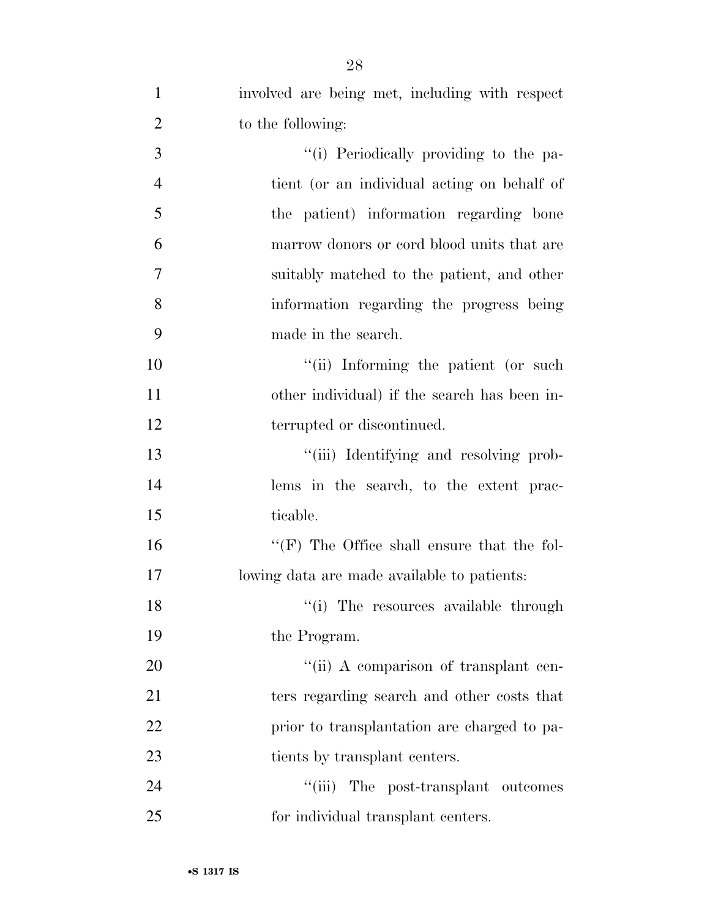involved are being met, including with respect to the following:

''(i) Periodically providing to the patient (or an individual acting on behalf of the patient) information regarding bone marrow donors or cord blood units that are suitably matched to the patient, and other information regarding the progress being made in the search.

''(ii) Informing the patient (or such other individual) if the search has been interrupted or discontinued.

''(iii) Identifying and resolving problems in the search, to the extent practicable.

''(F) The Office shall ensure that the following data are made available to patients:

''(i) The resources available through the Program.

''(ii) A comparison of transplant centers regarding search and other costs that prior to transplantation are charged to patients by transplant centers.

''(iii) The post-transplant outcomes for individual transplant centers.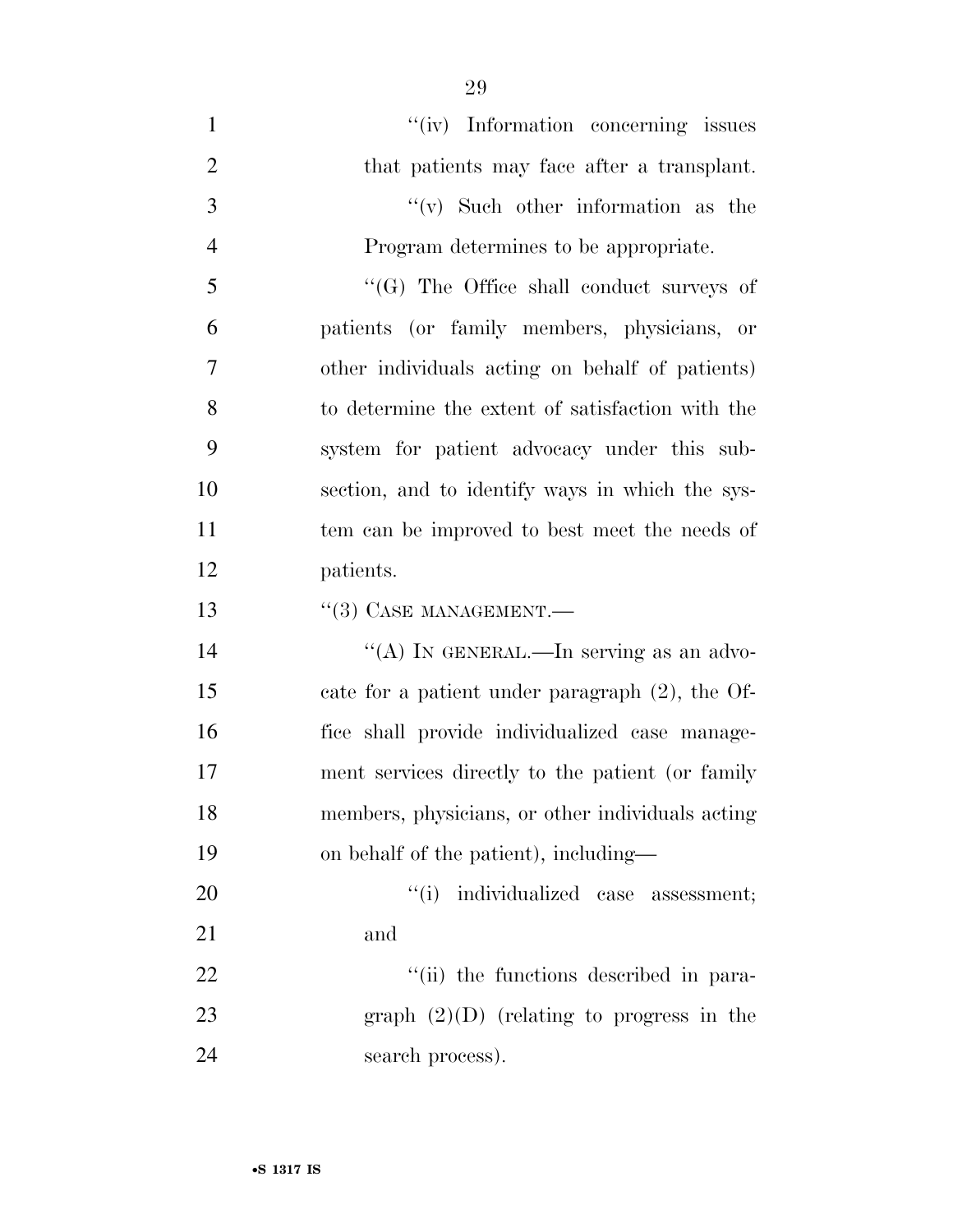"(iv) Information concerning issues that patients may face after a transplant.

"(v) Such other information as the Program determines to be appropriate.

"(G) The Office shall conduct surveys of patients (or family members, physicians, or other individuals acting on behalf of patients) to determine the extent of satisfaction with the system for patient advocacy under this subsection, and to identify ways in which the system can be improved to best meet the needs of patients.

"(3) CASE MANAGEMENT.—

"(A) IN GENERAL.—In serving as an advocate for a patient under paragraph (2), the Office shall provide individualized case management services directly to the patient (or family members, physicians, or other individuals acting on behalf of the patient), including—

"(i) individualized case assessment; and

"(ii) the functions described in paragraph (2)(D) (relating to progress in the search process).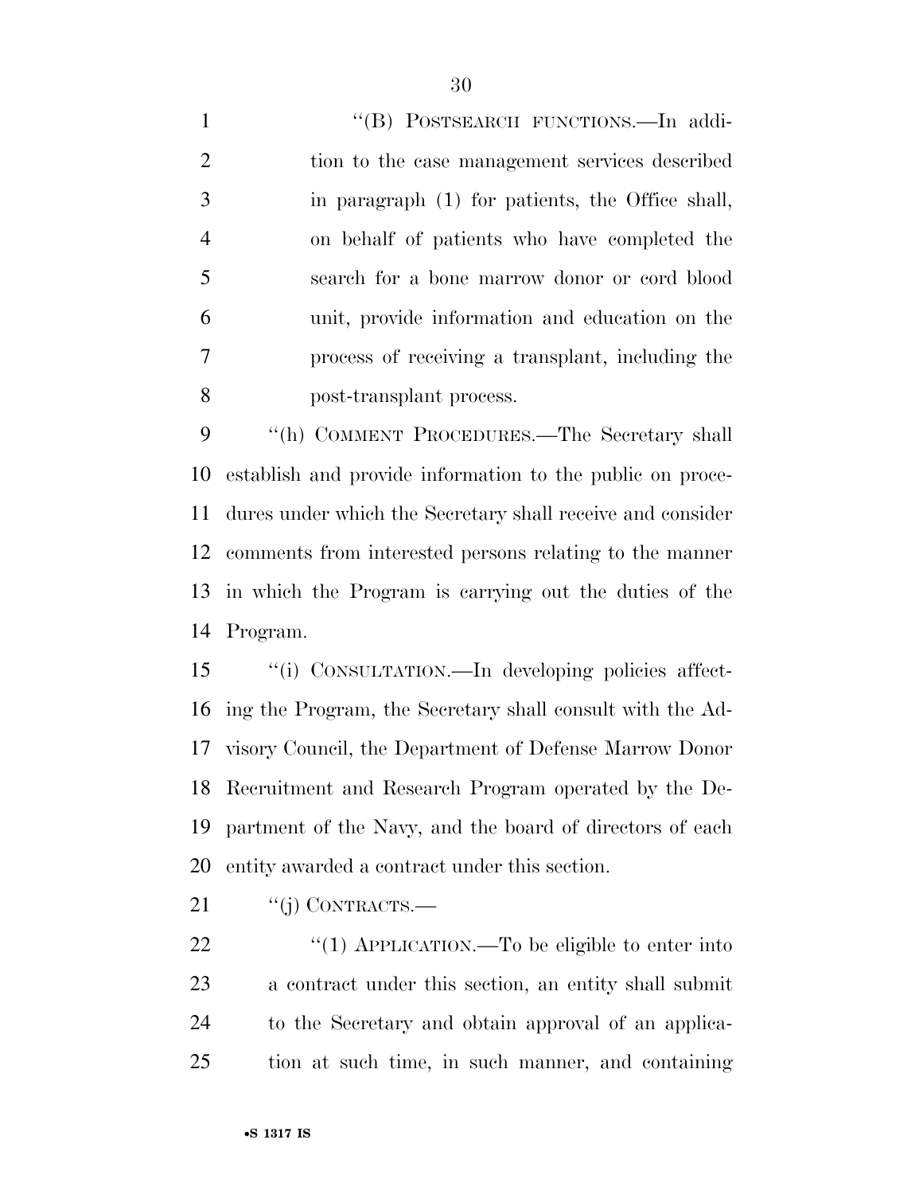"(B) POSTSEARCH FUNCTIONS.—In addition to the case management services described in paragraph (1) for patients, the Office shall, on behalf of patients who have completed the search for a bone marrow donor or cord blood unit, provide information and education on the process of receiving a transplant, including the post-transplant process.

"(h) COMMENT PROCEDURES.—The Secretary shall establish and provide information to the public on procedures under which the Secretary shall receive and consider comments from interested persons relating to the manner in which the Program is carrying out the duties of the Program.

"(i) CONSULTATION.—In developing policies affecting the Program, the Secretary shall consult with the Advisory Council, the Department of Defense Marrow Donor Recruitment and Research Program operated by the Department of the Navy, and the board of directors of each entity awarded a contract under this section.

"(j) CONTRACTS.—

"(1) APPLICATION.—To be eligible to enter into a contract under this section, an entity shall submit to the Secretary and obtain approval of an application at such time, in such manner, and containing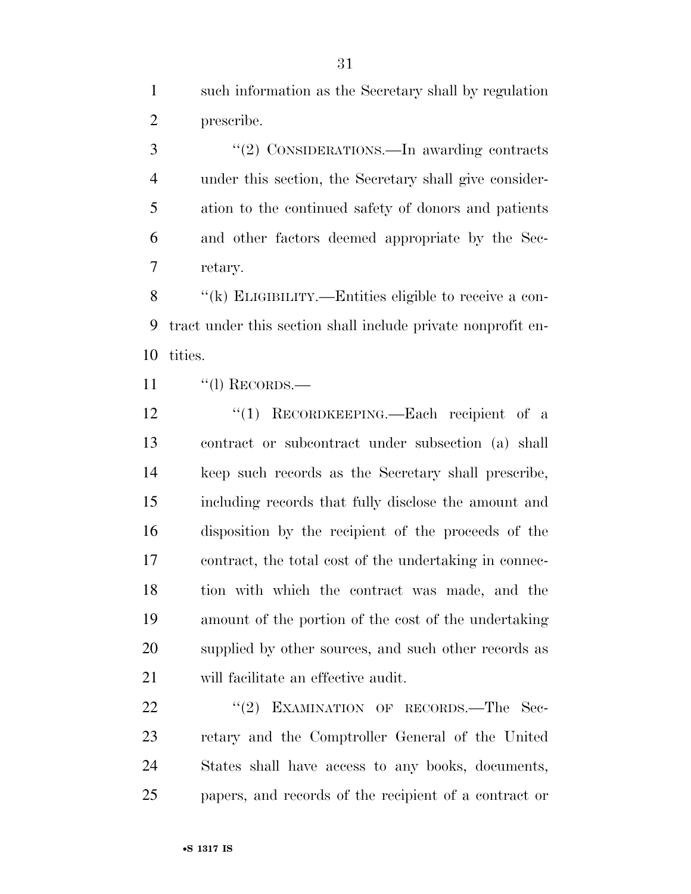such information as the Secretary shall by regulation prescribe.

"(2) CONSIDERATIONS.—In awarding contracts under this section, the Secretary shall give consideration to the continued safety of donors and patients and other factors deemed appropriate by the Secretary.

"(k) ELIGIBILITY.—Entities eligible to receive a contract under this section shall include private nonprofit entities.

"(l) RECORDS.—

"(1) RECORDKEEPING.—Each recipient of a contract or subcontract under subsection (a) shall keep such records as the Secretary shall prescribe, including records that fully disclose the amount and disposition by the recipient of the proceeds of the contract, the total cost of the undertaking in connection with which the contract was made, and the amount of the portion of the cost of the undertaking supplied by other sources, and such other records as will facilitate an effective audit.

"(2) EXAMINATION OF RECORDS.—The Secretary and the Comptroller General of the United States shall have access to any books, documents, papers, and records of the recipient of a contract or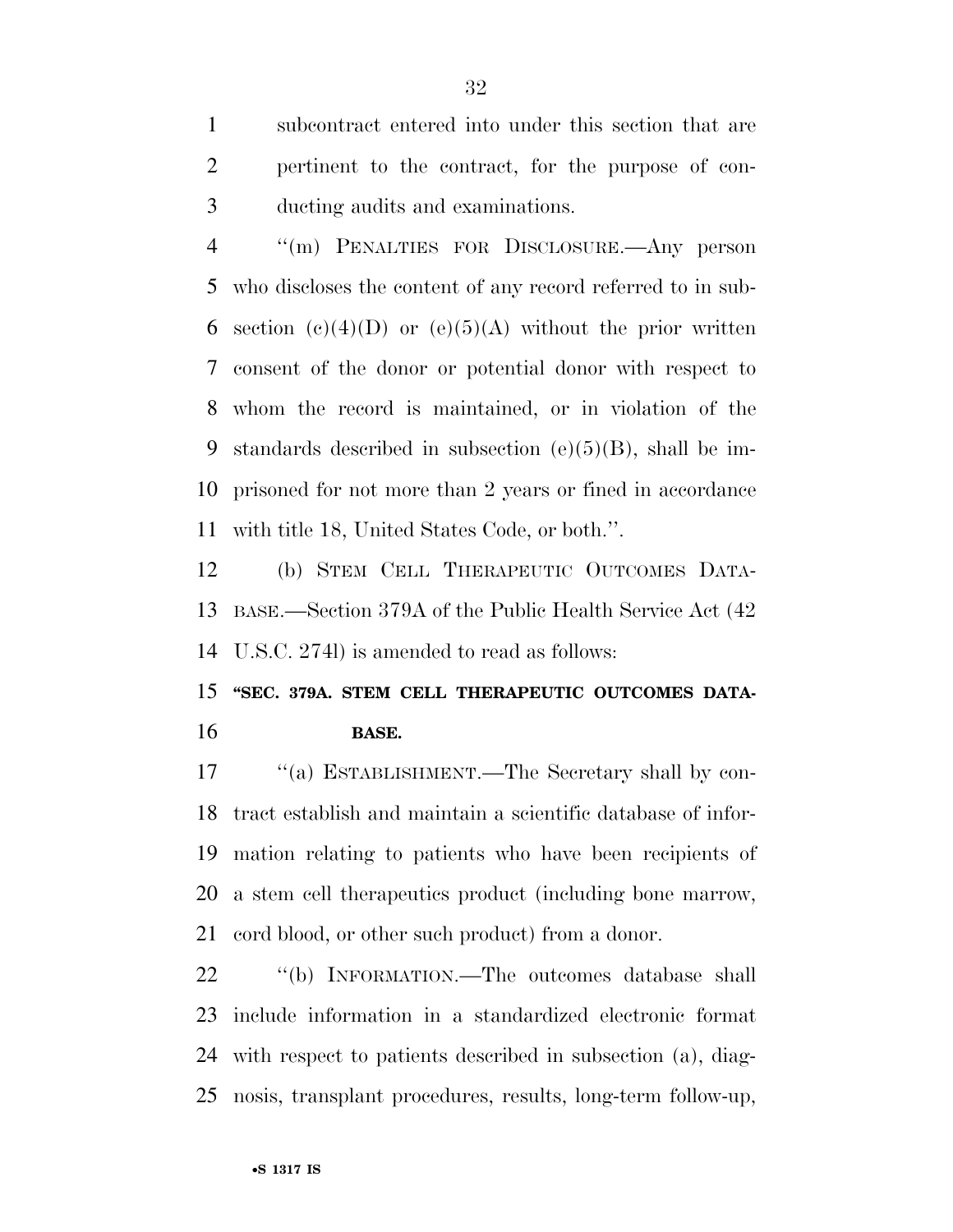subcontract entered into under this section that are pertinent to the contract, for the purpose of conducting audits and examinations.

"(m) PENALTIES FOR DISCLOSURE.—Any person who discloses the content of any record referred to in subsection (c)(4)(D) or (e)(5)(A) without the prior written consent of the donor or potential donor with respect to whom the record is maintained, or in violation of the standards described in subsection (e)(5)(B), shall be imprisoned for not more than 2 years or fined in accordance with title 18, United States Code, or both.".

(b) STEM CELL THERAPEUTIC OUTCOMES DATABASE.—Section 379A of the Public Health Service Act (42 U.S.C. 274l) is amended to read as follows:

**"SEC. 379A. STEM CELL THERAPEUTIC OUTCOMES DATABASE.**

"(a) ESTABLISHMENT.—The Secretary shall by contract establish and maintain a scientific database of information relating to patients who have been recipients of a stem cell therapeutics product (including bone marrow, cord blood, or other such product) from a donor.

"(b) INFORMATION.—The outcomes database shall include information in a standardized electronic format with respect to patients described in subsection (a), diagnosis, transplant procedures, results, long-term follow-up,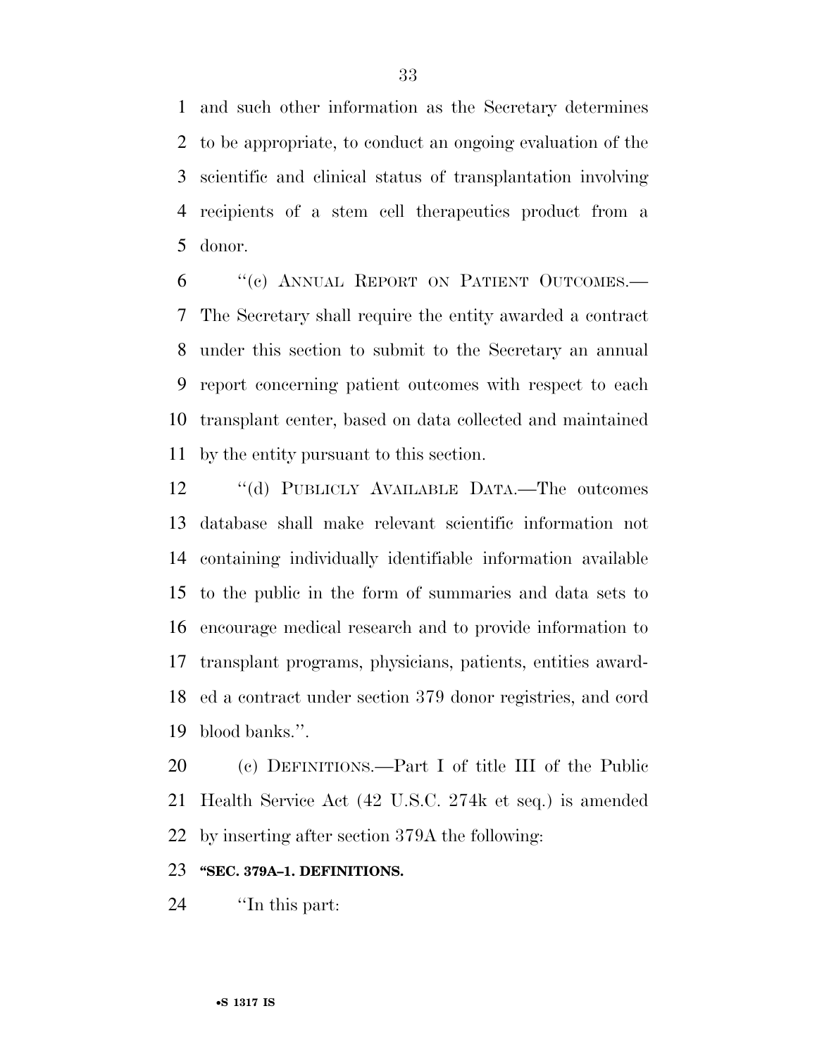and such other information as the Secretary determines to be appropriate, to conduct an ongoing evaluation of the scientific and clinical status of transplantation involving recipients of a stem cell therapeutics product from a donor.

''(c) ANNUAL REPORT ON PATIENT OUTCOMES.—The Secretary shall require the entity awarded a contract under this section to submit to the Secretary an annual report concerning patient outcomes with respect to each transplant center, based on data collected and maintained by the entity pursuant to this section.

''(d) PUBLICLY AVAILABLE DATA.—The outcomes database shall make relevant scientific information not containing individually identifiable information available to the public in the form of summaries and data sets to encourage medical research and to provide information to transplant programs, physicians, patients, entities awarded a contract under section 379 donor registries, and cord blood banks.''.

(c) DEFINITIONS.—Part I of title III of the Public Health Service Act (42 U.S.C. 274k et seq.) is amended by inserting after section 379A the following:

**''SEC. 379A–1. DEFINITIONS.**

''In this part: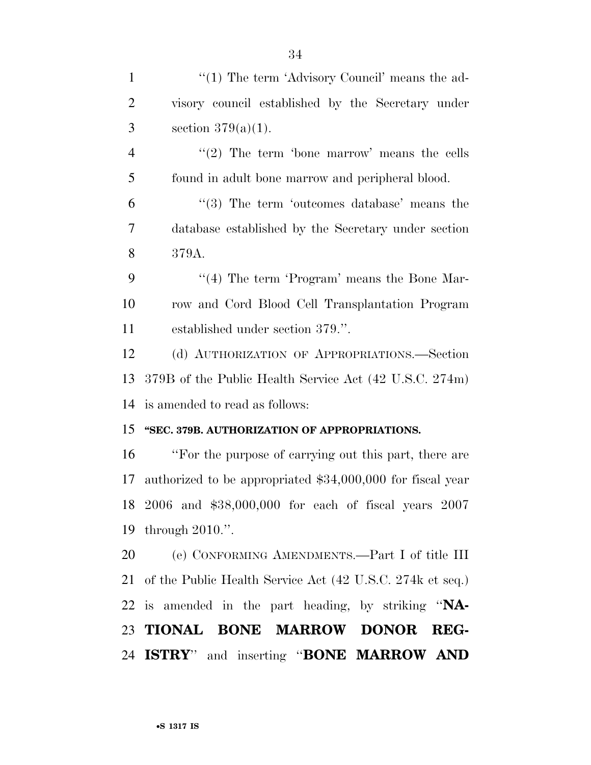"(1) The term 'Advisory Council' means the advisory council established by the Secretary under section 379(a)(1).

"(2) The term 'bone marrow' means the cells found in adult bone marrow and peripheral blood.

"(3) The term 'outcomes database' means the database established by the Secretary under section 379A.

"(4) The term 'Program' means the Bone Marrow and Cord Blood Cell Transplantation Program established under section 379.".

(d) AUTHORIZATION OF APPROPRIATIONS.—Section 379B of the Public Health Service Act (42 U.S.C. 274m) is amended to read as follows:

**"SEC. 379B. AUTHORIZATION OF APPROPRIATIONS.**

"For the purpose of carrying out this part, there are authorized to be appropriated $34,000,000 for fiscal year 2006 and $38,000,000 for each of fiscal years 2007 through 2010.".

(e) CONFORMING AMENDMENTS.—Part I of title III of the Public Health Service Act (42 U.S.C. 274k et seq.) is amended in the part heading, by striking "**NATIONAL BONE MARROW DONOR REGISTRY**" and inserting "**BONE MARROW AND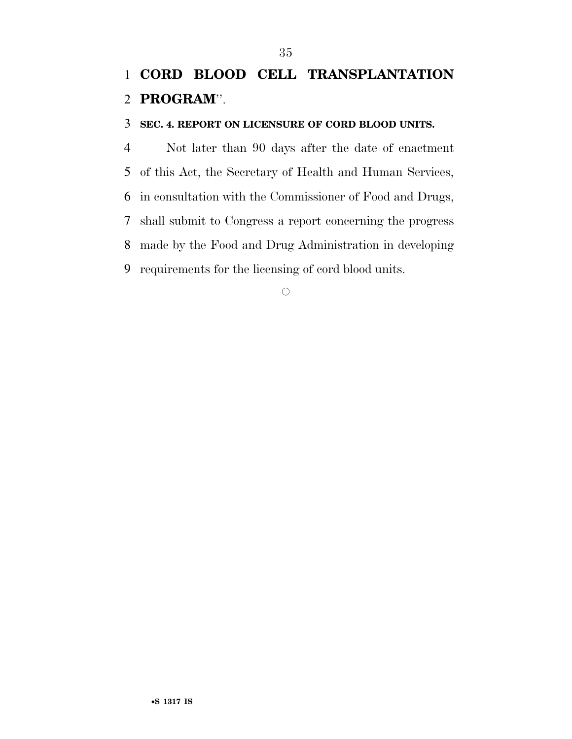**CORD BLOOD CELL TRANSPLANTATION PROGRAM**''.

**SEC. 4. REPORT ON LICENSURE OF CORD BLOOD UNITS.**

Not later than 90 days after the date of enactment of this Act, the Secretary of Health and Human Services, in consultation with the Commissioner of Food and Drugs, shall submit to Congress a report concerning the progress made by the Food and Drug Administration in developing requirements for the licensing of cord blood units.

○